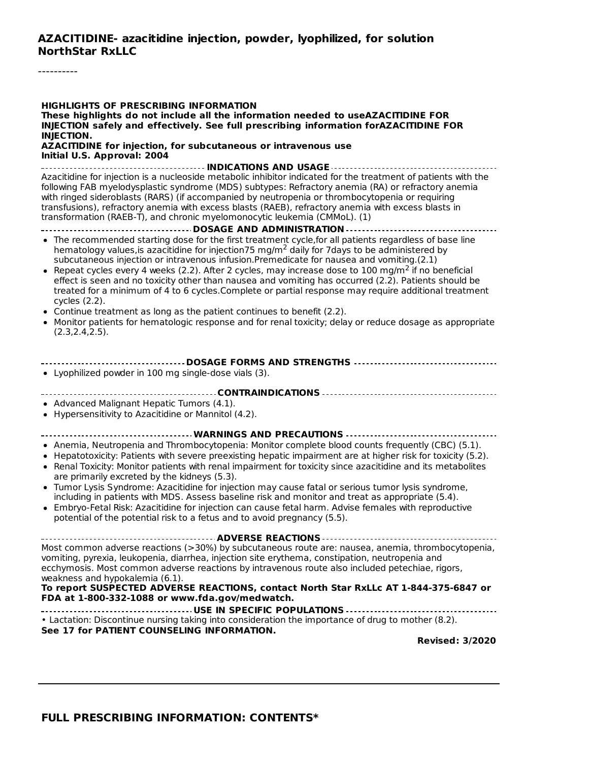# AZACITIDINE- azacitidine injection, powder, lyophilized, for solution NorthStar RxLLC

----------

**HIGHLIGHTS OF PRESCRIBING INFORMATION**
**These highlights do not include all the information needed to useAZACITIDINE FOR INJECTION safely and effectively. See full prescribing information forAZACITIDINE FOR INJECTION.**
**AZACITIDINE for injection, for subcutaneous or intravenous use**
**Initial U.S. Approval: 2004**

## INDICATIONS AND USAGE

Azacitidine for injection is a nucleoside metabolic inhibitor indicated for the treatment of patients with the following FAB myelodysplastic syndrome (MDS) subtypes: Refractory anemia (RA) or refractory anemia with ringed sideroblasts (RARS) (if accompanied by neutropenia or thrombocytopenia or requiring transfusions), refractory anemia with excess blasts (RAEB), refractory anemia with excess blasts in transformation (RAEB-T), and chronic myelomonocytic leukemia (CMMoL). (1)

## DOSAGE AND ADMINISTRATION

- The recommended starting dose for the first treatment cycle,for all patients regardless of base line hematology values,is azacitidine for injection75 mg/$m^2$ daily for 7days to be administered by subcutaneous injection or intravenous infusion.Premedicate for nausea and vomiting.(2.1)
- Repeat cycles every 4 weeks (2.2). After 2 cycles, may increase dose to 100 mg/$m^2$ if no beneficial effect is seen and no toxicity other than nausea and vomiting has occurred (2.2). Patients should be treated for a minimum of 4 to 6 cycles.Complete or partial response may require additional treatment cycles (2.2).
- Continue treatment as long as the patient continues to benefit (2.2).
- Monitor patients for hematologic response and for renal toxicity; delay or reduce dosage as appropriate (2.3,2.4,2.5).

## DOSAGE FORMS AND STRENGTHS

- Lyophilized powder in 100 mg single-dose vials (3).

## CONTRAINDICATIONS

- Advanced Malignant Hepatic Tumors (4.1).
- Hypersensitivity to Azacitidine or Mannitol (4.2).

## WARNINGS AND PRECAUTIONS

- Anemia, Neutropenia and Thrombocytopenia: Monitor complete blood counts frequently (CBC) (5.1).
- Hepatotoxicity: Patients with severe preexisting hepatic impairment are at higher risk for toxicity (5.2).
- Renal Toxicity: Monitor patients with renal impairment for toxicity since azacitidine and its metabolites are primarily excreted by the kidneys (5.3).
- Tumor Lysis Syndrome: Azacitidine for injection may cause fatal or serious tumor lysis syndrome, including in patients with MDS. Assess baseline risk and monitor and treat as appropriate (5.4).
- Embryo-Fetal Risk: Azacitidine for injection can cause fetal harm. Advise females with reproductive potential of the potential risk to a fetus and to avoid pregnancy (5.5).

## ADVERSE REACTIONS

Most common adverse reactions (>30%) by subcutaneous route are: nausea, anemia, thrombocytopenia, vomiting, pyrexia, leukopenia, diarrhea, injection site erythema, constipation, neutropenia and ecchymosis. Most common adverse reactions by intravenous route also included petechiae, rigors, weakness and hypokalemia (6.1).

**To report SUSPECTED ADVERSE REACTIONS, contact North Star RxLLc AT 1-844-375-6847 or FDA at 1-800-332-1088 or www.fda.gov/medwatch.**

## USE IN SPECIFIC POPULATIONS

• Lactation: Discontinue nursing taking into consideration the importance of drug to mother (8.2).

**See 17 for PATIENT COUNSELING INFORMATION.**

**Revised: 3/2020**

---

## FULL PRESCRIBING INFORMATION: CONTENTS*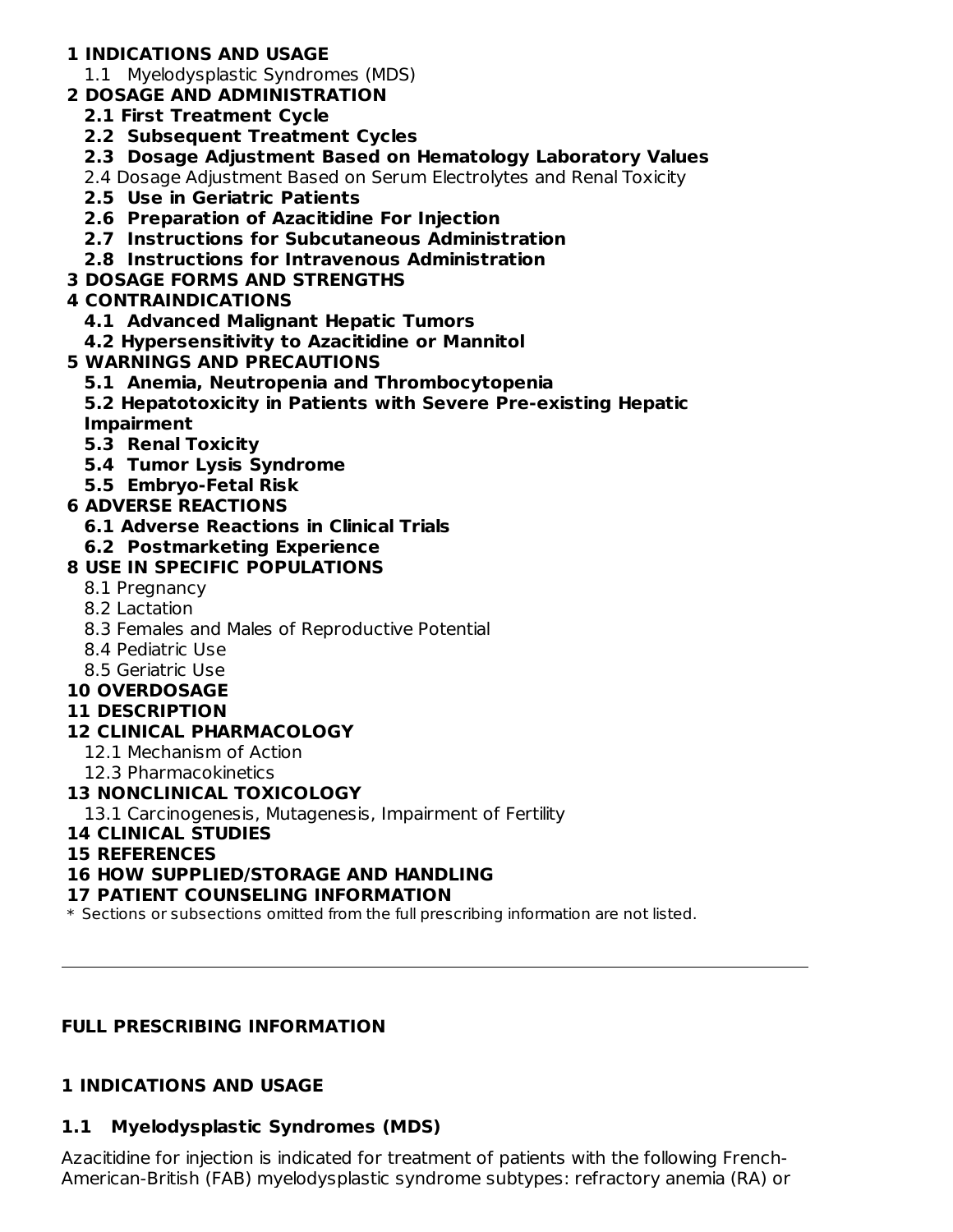**1 INDICATIONS AND USAGE**

1.1 Myelodysplastic Syndromes (MDS)

**2 DOSAGE AND ADMINISTRATION**

**2.1 First Treatment Cycle**

**2.2 Subsequent Treatment Cycles**

**2.3 Dosage Adjustment Based on Hematology Laboratory Values**

2.4 Dosage Adjustment Based on Serum Electrolytes and Renal Toxicity

**2.5 Use in Geriatric Patients**

**2.6 Preparation of Azacitidine For Injection**

**2.7 Instructions for Subcutaneous Administration**

**2.8 Instructions for Intravenous Administration**

**3 DOSAGE FORMS AND STRENGTHS**

**4 CONTRAINDICATIONS**

**4.1 Advanced Malignant Hepatic Tumors**

**4.2 Hypersensitivity to Azacitidine or Mannitol**

**5 WARNINGS AND PRECAUTIONS**

**5.1 Anemia, Neutropenia and Thrombocytopenia**

**5.2 Hepatotoxicity in Patients with Severe Pre-existing Hepatic Impairment**

**5.3 Renal Toxicity**

**5.4 Tumor Lysis Syndrome**

**5.5 Embryo-Fetal Risk**

**6 ADVERSE REACTIONS**

**6.1 Adverse Reactions in Clinical Trials**

**6.2 Postmarketing Experience**

**8 USE IN SPECIFIC POPULATIONS**

8.1 Pregnancy

8.2 Lactation

8.3 Females and Males of Reproductive Potential

8.4 Pediatric Use

8.5 Geriatric Use

**10 OVERDOSAGE**

**11 DESCRIPTION**

**12 CLINICAL PHARMACOLOGY**

12.1 Mechanism of Action

12.3 Pharmacokinetics

**13 NONCLINICAL TOXICOLOGY**

13.1 Carcinogenesis, Mutagenesis, Impairment of Fertility

**14 CLINICAL STUDIES**

**15 REFERENCES**

**16 HOW SUPPLIED/STORAGE AND HANDLING**

**17 PATIENT COUNSELING INFORMATION**

* Sections or subsections omitted from the full prescribing information are not listed.

---

## FULL PRESCRIBING INFORMATION

## 1 INDICATIONS AND USAGE

### 1.1 Myelodysplastic Syndromes (MDS)

Azacitidine for injection is indicated for treatment of patients with the following French-American-British (FAB) myelodysplastic syndrome subtypes: refractory anemia (RA) or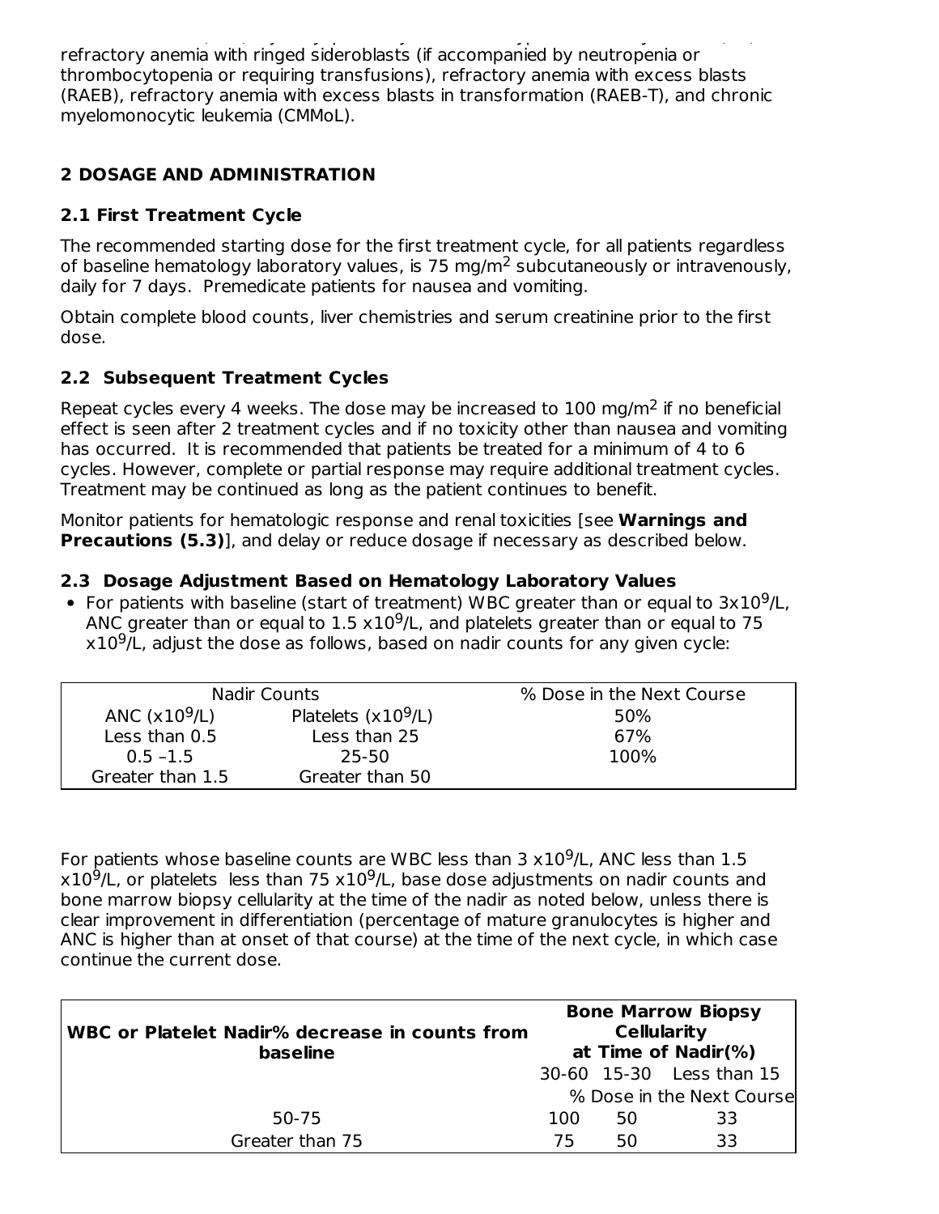refractory anemia with ringed sideroblasts (if accompanied by neutropenia or thrombocytopenia or requiring transfusions), refractory anemia with excess blasts (RAEB), refractory anemia with excess blasts in transformation (RAEB-T), and chronic myelomonocytic leukemia (CMMoL).

## 2 DOSAGE AND ADMINISTRATION

### 2.1 First Treatment Cycle

The recommended starting dose for the first treatment cycle, for all patients regardless of baseline hematology laboratory values, is 75 mg/m$^2$ subcutaneously or intravenously, daily for 7 days. Premedicate patients for nausea and vomiting.

Obtain complete blood counts, liver chemistries and serum creatinine prior to the first dose.

### 2.2 Subsequent Treatment Cycles

Repeat cycles every 4 weeks. The dose may be increased to 100 mg/m$^2$ if no beneficial effect is seen after 2 treatment cycles and if no toxicity other than nausea and vomiting has occurred. It is recommended that patients be treated for a minimum of 4 to 6 cycles. However, complete or partial response may require additional treatment cycles. Treatment may be continued as long as the patient continues to benefit.

Monitor patients for hematologic response and renal toxicities [see **Warnings and Precautions (5.3)**], and delay or reduce dosage if necessary as described below.

### 2.3 Dosage Adjustment Based on Hematology Laboratory Values

- For patients with baseline (start of treatment) WBC greater than or equal to 3x10$^9$/L, ANC greater than or equal to 1.5 x10$^9$/L, and platelets greater than or equal to 75 x10$^9$/L, adjust the dose as follows, based on nadir counts for any given cycle:

| Nadir Counts | | % Dose in the Next Course |
|---|---|---|
| ANC (x10$^9$/L) | Platelets (x10$^9$/L) | 50% |
| Less than 0.5 | Less than 25 | 67% |
| 0.5 –1.5 | 25-50 | 100% |
| Greater than 1.5 | Greater than 50 | |

For patients whose baseline counts are WBC less than 3 x10$^9$/L, ANC less than 1.5 x10$^9$/L, or platelets less than 75 x10$^9$/L, base dose adjustments on nadir counts and bone marrow biopsy cellularity at the time of the nadir as noted below, unless there is clear improvement in differentiation (percentage of mature granulocytes is higher and ANC is higher than at onset of that course) at the time of the next cycle, in which case continue the current dose.

| WBC or Platelet Nadir% decrease in counts from baseline | Bone Marrow Biopsy Cellularity at Time of Nadir(%) | | |
|---|---|---|---|
| | 30-60 | 15-30 | Less than 15 |
| | % Dose in the Next Course | | |
| 50-75 | 100 | 50 | 33 |
| Greater than 75 | 75 | 50 | 33 |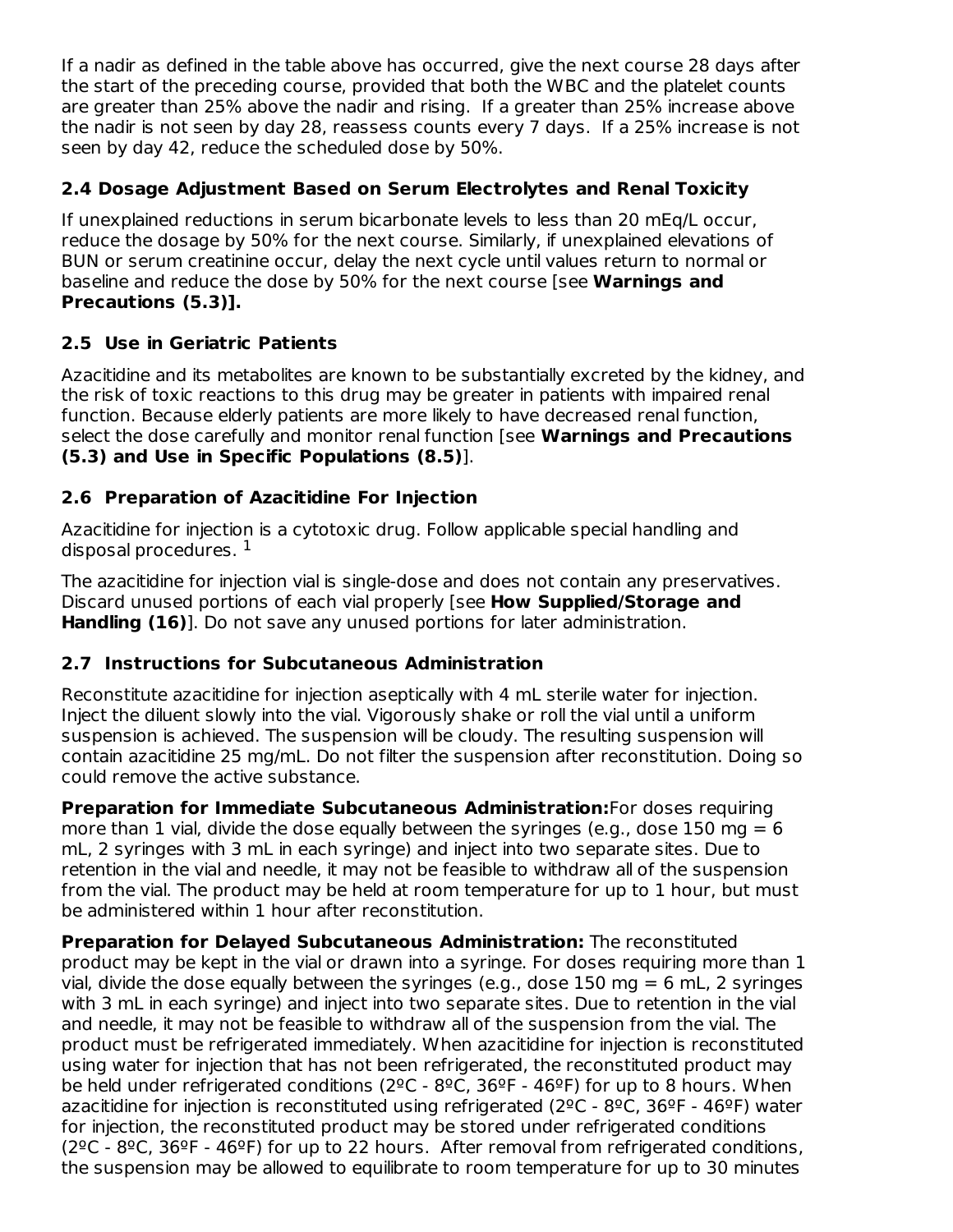If a nadir as defined in the table above has occurred, give the next course 28 days after the start of the preceding course, provided that both the WBC and the platelet counts are greater than 25% above the nadir and rising. If a greater than 25% increase above the nadir is not seen by day 28, reassess counts every 7 days. If a 25% increase is not seen by day 42, reduce the scheduled dose by 50%.

## 2.4 Dosage Adjustment Based on Serum Electrolytes and Renal Toxicity

If unexplained reductions in serum bicarbonate levels to less than 20 mEq/L occur, reduce the dosage by 50% for the next course. Similarly, if unexplained elevations of BUN or serum creatinine occur, delay the next cycle until values return to normal or baseline and reduce the dose by 50% for the next course [see **Warnings and Precautions (5.3)].**

## 2.5 Use in Geriatric Patients

Azacitidine and its metabolites are known to be substantially excreted by the kidney, and the risk of toxic reactions to this drug may be greater in patients with impaired renal function. Because elderly patients are more likely to have decreased renal function, select the dose carefully and monitor renal function [see **Warnings and Precautions (5.3) and Use in Specific Populations (8.5)**].

## 2.6 Preparation of Azacitidine For Injection

Azacitidine for injection is a cytotoxic drug. Follow applicable special handling and disposal procedures. [1]

The azacitidine for injection vial is single-dose and does not contain any preservatives. Discard unused portions of each vial properly [see **How Supplied/Storage and Handling (16)**]. Do not save any unused portions for later administration.

## 2.7 Instructions for Subcutaneous Administration

Reconstitute azacitidine for injection aseptically with 4 mL sterile water for injection. Inject the diluent slowly into the vial. Vigorously shake or roll the vial until a uniform suspension is achieved. The suspension will be cloudy. The resulting suspension will contain azacitidine 25 mg/mL. Do not filter the suspension after reconstitution. Doing so could remove the active substance.

**Preparation for Immediate Subcutaneous Administration:** For doses requiring more than 1 vial, divide the dose equally between the syringes (e.g., dose 150 mg = 6 mL, 2 syringes with 3 mL in each syringe) and inject into two separate sites. Due to retention in the vial and needle, it may not be feasible to withdraw all of the suspension from the vial. The product may be held at room temperature for up to 1 hour, but must be administered within 1 hour after reconstitution.

**Preparation for Delayed Subcutaneous Administration:** The reconstituted product may be kept in the vial or drawn into a syringe. For doses requiring more than 1 vial, divide the dose equally between the syringes (e.g., dose 150 mg = 6 mL, 2 syringes with 3 mL in each syringe) and inject into two separate sites. Due to retention in the vial and needle, it may not be feasible to withdraw all of the suspension from the vial. The product must be refrigerated immediately. When azacitidine for injection is reconstituted using water for injection that has not been refrigerated, the reconstituted product may be held under refrigerated conditions (2ºC - 8ºC, 36ºF - 46ºF) for up to 8 hours. When azacitidine for injection is reconstituted using refrigerated (2ºC - 8ºC, 36ºF - 46ºF) water for injection, the reconstituted product may be stored under refrigerated conditions (2ºC - 8ºC, 36ºF - 46ºF) for up to 22 hours. After removal from refrigerated conditions, the suspension may be allowed to equilibrate to room temperature for up to 30 minutes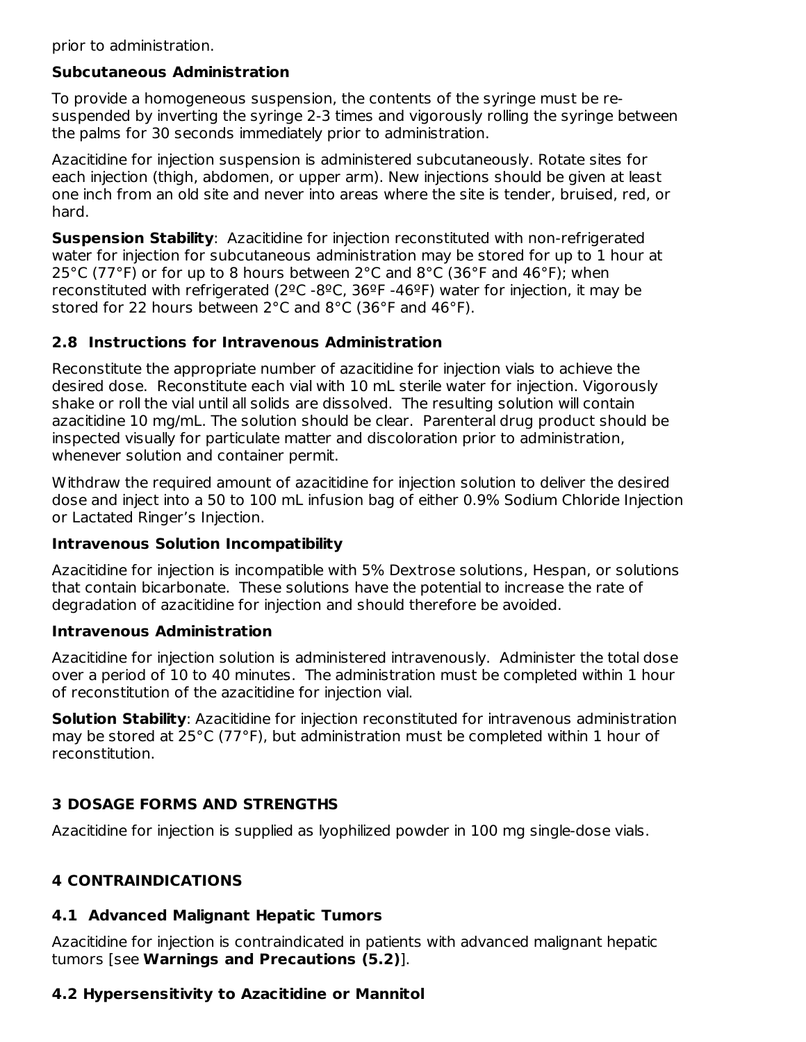prior to administration.

**Subcutaneous Administration**

To provide a homogeneous suspension, the contents of the syringe must be re-suspended by inverting the syringe 2-3 times and vigorously rolling the syringe between the palms for 30 seconds immediately prior to administration.

Azacitidine for injection suspension is administered subcutaneously. Rotate sites for each injection (thigh, abdomen, or upper arm). New injections should be given at least one inch from an old site and never into areas where the site is tender, bruised, red, or hard.

**Suspension Stability**: Azacitidine for injection reconstituted with non-refrigerated water for injection for subcutaneous administration may be stored for up to 1 hour at 25°C (77°F) or for up to 8 hours between 2°C and 8°C (36°F and 46°F); when reconstituted with refrigerated (2ºC -8ºC, 36ºF -46ºF) water for injection, it may be stored for 22 hours between 2°C and 8°C (36°F and 46°F).

### 2.8 Instructions for Intravenous Administration

Reconstitute the appropriate number of azacitidine for injection vials to achieve the desired dose. Reconstitute each vial with 10 mL sterile water for injection. Vigorously shake or roll the vial until all solids are dissolved. The resulting solution will contain azacitidine 10 mg/mL. The solution should be clear. Parenteral drug product should be inspected visually for particulate matter and discoloration prior to administration, whenever solution and container permit.

Withdraw the required amount of azacitidine for injection solution to deliver the desired dose and inject into a 50 to 100 mL infusion bag of either 0.9% Sodium Chloride Injection or Lactated Ringer's Injection.

**Intravenous Solution Incompatibility**

Azacitidine for injection is incompatible with 5% Dextrose solutions, Hespan, or solutions that contain bicarbonate. These solutions have the potential to increase the rate of degradation of azacitidine for injection and should therefore be avoided.

**Intravenous Administration**

Azacitidine for injection solution is administered intravenously. Administer the total dose over a period of 10 to 40 minutes. The administration must be completed within 1 hour of reconstitution of the azacitidine for injection vial.

**Solution Stability**: Azacitidine for injection reconstituted for intravenous administration may be stored at 25°C (77°F), but administration must be completed within 1 hour of reconstitution.

## 3 DOSAGE FORMS AND STRENGTHS

Azacitidine for injection is supplied as lyophilized powder in 100 mg single-dose vials.

## 4 CONTRAINDICATIONS

### 4.1 Advanced Malignant Hepatic Tumors

Azacitidine for injection is contraindicated in patients with advanced malignant hepatic tumors [see **Warnings and Precautions (5.2)**].

### 4.2 Hypersensitivity to Azacitidine or Mannitol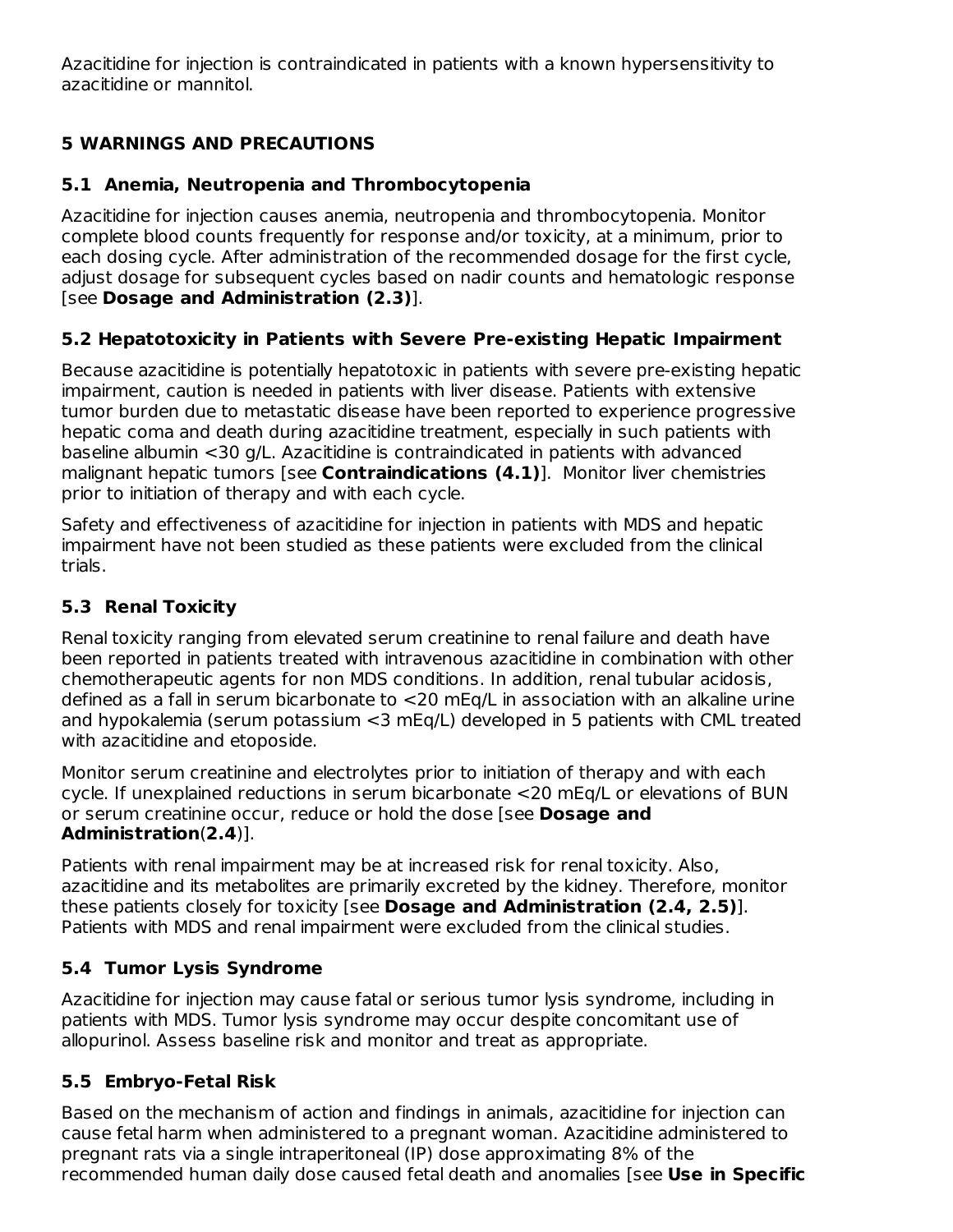Azacitidine for injection is contraindicated in patients with a known hypersensitivity to azacitidine or mannitol.

## 5 WARNINGS AND PRECAUTIONS

### 5.1 Anemia, Neutropenia and Thrombocytopenia

Azacitidine for injection causes anemia, neutropenia and thrombocytopenia. Monitor complete blood counts frequently for response and/or toxicity, at a minimum, prior to each dosing cycle. After administration of the recommended dosage for the first cycle, adjust dosage for subsequent cycles based on nadir counts and hematologic response [see **Dosage and Administration (2.3)**].

### 5.2 Hepatotoxicity in Patients with Severe Pre-existing Hepatic Impairment

Because azacitidine is potentially hepatotoxic in patients with severe pre-existing hepatic impairment, caution is needed in patients with liver disease. Patients with extensive tumor burden due to metastatic disease have been reported to experience progressive hepatic coma and death during azacitidine treatment, especially in such patients with baseline albumin <30 g/L. Azacitidine is contraindicated in patients with advanced malignant hepatic tumors [see **Contraindications (4.1)**]. Monitor liver chemistries prior to initiation of therapy and with each cycle.

Safety and effectiveness of azacitidine for injection in patients with MDS and hepatic impairment have not been studied as these patients were excluded from the clinical trials.

### 5.3 Renal Toxicity

Renal toxicity ranging from elevated serum creatinine to renal failure and death have been reported in patients treated with intravenous azacitidine in combination with other chemotherapeutic agents for non MDS conditions. In addition, renal tubular acidosis, defined as a fall in serum bicarbonate to <20 mEq/L in association with an alkaline urine and hypokalemia (serum potassium <3 mEq/L) developed in 5 patients with CML treated with azacitidine and etoposide.

Monitor serum creatinine and electrolytes prior to initiation of therapy and with each cycle. If unexplained reductions in serum bicarbonate <20 mEq/L or elevations of BUN or serum creatinine occur, reduce or hold the dose [see **Dosage and Administration**(**2.4**)].

Patients with renal impairment may be at increased risk for renal toxicity. Also, azacitidine and its metabolites are primarily excreted by the kidney. Therefore, monitor these patients closely for toxicity [see **Dosage and Administration (2.4, 2.5)**]. Patients with MDS and renal impairment were excluded from the clinical studies.

### 5.4 Tumor Lysis Syndrome

Azacitidine for injection may cause fatal or serious tumor lysis syndrome, including in patients with MDS. Tumor lysis syndrome may occur despite concomitant use of allopurinol. Assess baseline risk and monitor and treat as appropriate.

### 5.5 Embryo-Fetal Risk

Based on the mechanism of action and findings in animals, azacitidine for injection can cause fetal harm when administered to a pregnant woman. Azacitidine administered to pregnant rats via a single intraperitoneal (IP) dose approximating 8% of the recommended human daily dose caused fetal death and anomalies [see **Use in Specific**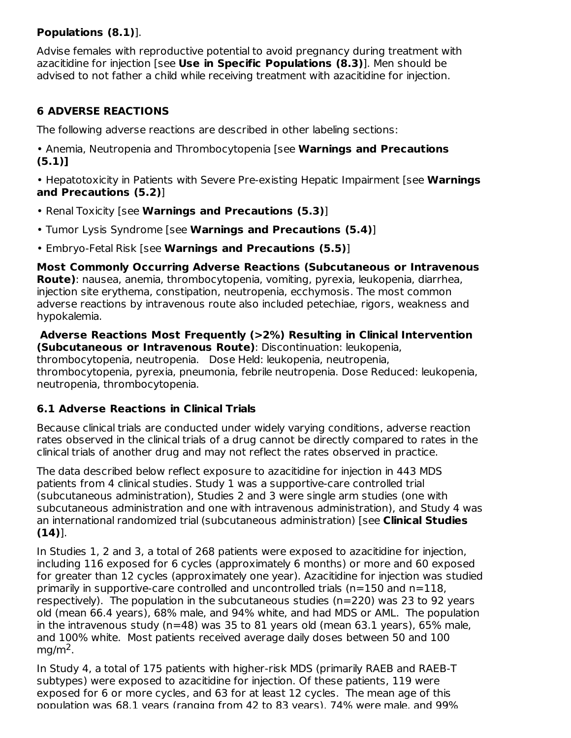**Populations (8.1)**].

Advise females with reproductive potential to avoid pregnancy during treatment with azacitidine for injection [see **Use in Specific Populations (8.3)**]. Men should be advised to not father a child while receiving treatment with azacitidine for injection.

## 6 ADVERSE REACTIONS

The following adverse reactions are described in other labeling sections:

- Anemia, Neutropenia and Thrombocytopenia [see **Warnings and Precautions (5.1)]**
- Hepatotoxicity in Patients with Severe Pre-existing Hepatic Impairment [see **Warnings and Precautions (5.2)**]
- Renal Toxicity [see **Warnings and Precautions (5.3)**]
- Tumor Lysis Syndrome [see **Warnings and Precautions (5.4)**]
- Embryo-Fetal Risk [see **Warnings and Precautions (5.5)**]

**Most Commonly Occurring Adverse Reactions (Subcutaneous or Intravenous Route)**: nausea, anemia, thrombocytopenia, vomiting, pyrexia, leukopenia, diarrhea, injection site erythema, constipation, neutropenia, ecchymosis. The most common adverse reactions by intravenous route also included petechiae, rigors, weakness and hypokalemia.

**Adverse Reactions Most Frequently (>2%) Resulting in Clinical Intervention (Subcutaneous or Intravenous Route)**: Discontinuation: leukopenia, thrombocytopenia, neutropenia. Dose Held: leukopenia, neutropenia, thrombocytopenia, pyrexia, pneumonia, febrile neutropenia. Dose Reduced: leukopenia, neutropenia, thrombocytopenia.

### 6.1 Adverse Reactions in Clinical Trials

Because clinical trials are conducted under widely varying conditions, adverse reaction rates observed in the clinical trials of a drug cannot be directly compared to rates in the clinical trials of another drug and may not reflect the rates observed in practice.

The data described below reflect exposure to azacitidine for injection in 443 MDS patients from 4 clinical studies. Study 1 was a supportive-care controlled trial (subcutaneous administration), Studies 2 and 3 were single arm studies (one with subcutaneous administration and one with intravenous administration), and Study 4 was an international randomized trial (subcutaneous administration) [see **Clinical Studies (14)**].

In Studies 1, 2 and 3, a total of 268 patients were exposed to azacitidine for injection, including 116 exposed for 6 cycles (approximately 6 months) or more and 60 exposed for greater than 12 cycles (approximately one year). Azacitidine for injection was studied primarily in supportive-care controlled and uncontrolled trials (n=150 and n=118, respectively). The population in the subcutaneous studies (n=220) was 23 to 92 years old (mean 66.4 years), 68% male, and 94% white, and had MDS or AML. The population in the intravenous study (n=48) was 35 to 81 years old (mean 63.1 years), 65% male, and 100% white. Most patients received average daily doses between 50 and 100 mg/m$^2$.

In Study 4, a total of 175 patients with higher-risk MDS (primarily RAEB and RAEB-T subtypes) were exposed to azacitidine for injection. Of these patients, 119 were exposed for 6 or more cycles, and 63 for at least 12 cycles. The mean age of this population was 68.1 years (ranging from 42 to 83 years), 74% were male, and 99%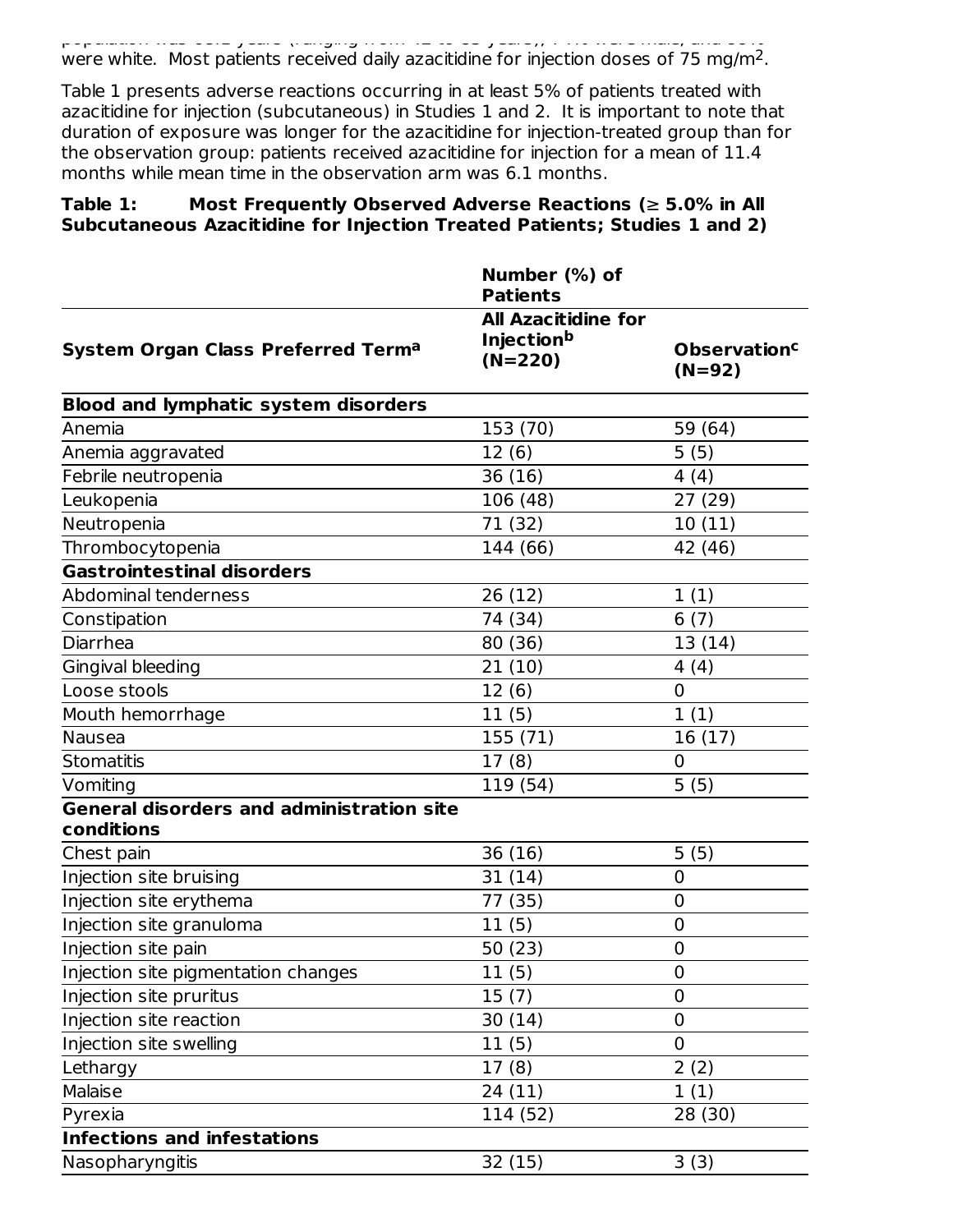population was 68.1 years (ranging from 42 to 83 years), 74% were male, and 99% were white. Most patients received daily azacitidine for injection doses of 75 mg/m$^2$.

Table 1 presents adverse reactions occurring in at least 5% of patients treated with azacitidine for injection (subcutaneous) in Studies 1 and 2. It is important to note that duration of exposure was longer for the azacitidine for injection-treated group than for the observation group: patients received azacitidine for injection for a mean of 11.4 months while mean time in the observation arm was 6.1 months.

**Table 1: Most Frequently Observed Adverse Reactions (≥ 5.0% in All Subcutaneous Azacitidine for Injection Treated Patients; Studies 1 and 2)**

| | Number (%) of Patients | |
|---|---|---|
| **System Organ Class Preferred Term[a]** | **All Azacitidine for Injection[b] (N=220)** | **Observation[c] (N=92)** |
| **Blood and lymphatic system disorders** | | |
| Anemia | 153 (70) | 59 (64) |
| Anemia aggravated | 12 (6) | 5 (5) |
| Febrile neutropenia | 36 (16) | 4 (4) |
| Leukopenia | 106 (48) | 27 (29) |
| Neutropenia | 71 (32) | 10 (11) |
| Thrombocytopenia | 144 (66) | 42 (46) |
| **Gastrointestinal disorders** | | |
| Abdominal tenderness | 26 (12) | 1 (1) |
| Constipation | 74 (34) | 6 (7) |
| Diarrhea | 80 (36) | 13 (14) |
| Gingival bleeding | 21 (10) | 4 (4) |
| Loose stools | 12 (6) | 0 |
| Mouth hemorrhage | 11 (5) | 1 (1) |
| Nausea | 155 (71) | 16 (17) |
| Stomatitis | 17 (8) | 0 |
| Vomiting | 119 (54) | 5 (5) |
| **General disorders and administration site conditions** | | |
| Chest pain | 36 (16) | 5 (5) |
| Injection site bruising | 31 (14) | 0 |
| Injection site erythema | 77 (35) | 0 |
| Injection site granuloma | 11 (5) | 0 |
| Injection site pain | 50 (23) | 0 |
| Injection site pigmentation changes | 11 (5) | 0 |
| Injection site pruritus | 15 (7) | 0 |
| Injection site reaction | 30 (14) | 0 |
| Injection site swelling | 11 (5) | 0 |
| Lethargy | 17 (8) | 2 (2) |
| Malaise | 24 (11) | 1 (1) |
| Pyrexia | 114 (52) | 28 (30) |
| **Infections and infestations** | | |
| Nasopharyngitis | 32 (15) | 3 (3) |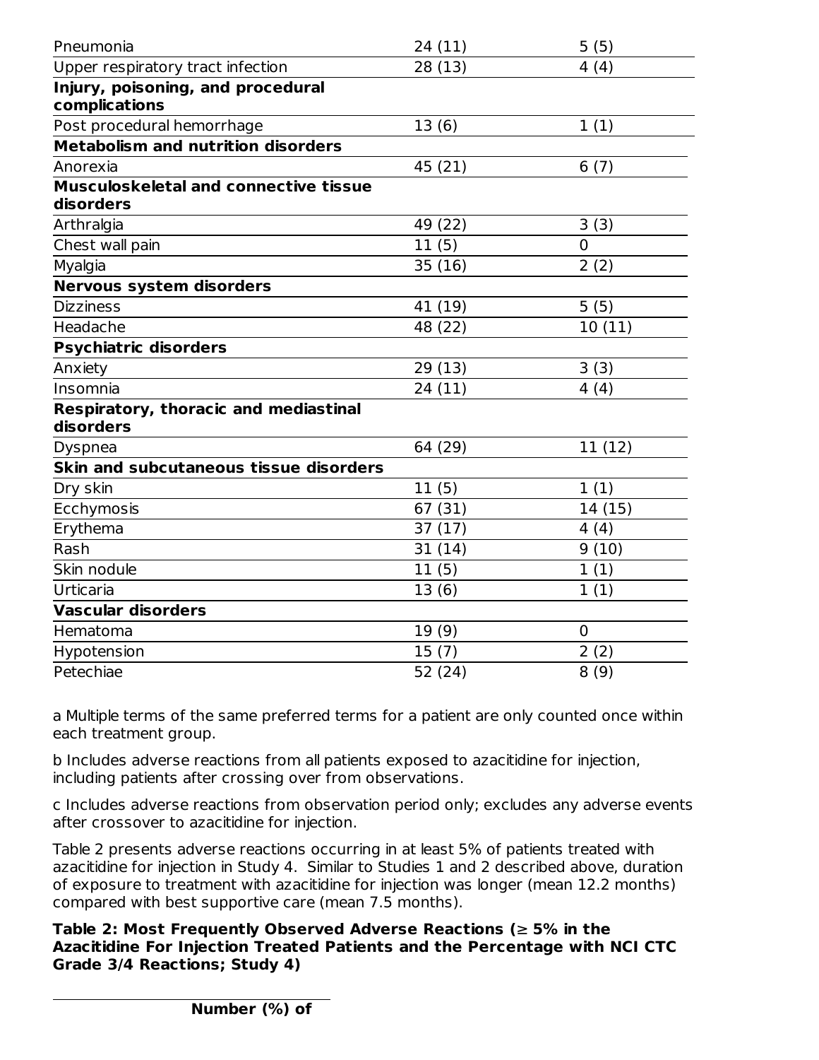| | | |
|---|---|---|
| Pneumonia | 24 (11) | 5 (5) |
| Upper respiratory tract infection | 28 (13) | 4 (4) |
| **Injury, poisoning, and procedural complications** | | |
| Post procedural hemorrhage | 13 (6) | 1 (1) |
| **Metabolism and nutrition disorders** | | |
| Anorexia | 45 (21) | 6 (7) |
| **Musculoskeletal and connective tissue disorders** | | |
| Arthralgia | 49 (22) | 3 (3) |
| Chest wall pain | 11 (5) | 0 |
| Myalgia | 35 (16) | 2 (2) |
| **Nervous system disorders** | | |
| Dizziness | 41 (19) | 5 (5) |
| Headache | 48 (22) | 10 (11) |
| **Psychiatric disorders** | | |
| Anxiety | 29 (13) | 3 (3) |
| Insomnia | 24 (11) | 4 (4) |
| **Respiratory, thoracic and mediastinal disorders** | | |
| Dyspnea | 64 (29) | 11 (12) |
| **Skin and subcutaneous tissue disorders** | | |
| Dry skin | 11 (5) | 1 (1) |
| Ecchymosis | 67 (31) | 14 (15) |
| Erythema | 37 (17) | 4 (4) |
| Rash | 31 (14) | 9 (10) |
| Skin nodule | 11 (5) | 1 (1) |
| Urticaria | 13 (6) | 1 (1) |
| **Vascular disorders** | | |
| Hematoma | 19 (9) | 0 |
| Hypotension | 15 (7) | 2 (2) |
| Petechiae | 52 (24) | 8 (9) |

a Multiple terms of the same preferred terms for a patient are only counted once within each treatment group.

b Includes adverse reactions from all patients exposed to azacitidine for injection, including patients after crossing over from observations.

c Includes adverse reactions from observation period only; excludes any adverse events after crossover to azacitidine for injection.

Table 2 presents adverse reactions occurring in at least 5% of patients treated with azacitidine for injection in Study 4. Similar to Studies 1 and 2 described above, duration of exposure to treatment with azacitidine for injection was longer (mean 12.2 months) compared with best supportive care (mean 7.5 months).

**Table 2: Most Frequently Observed Adverse Reactions (≥ 5% in the Azacitidine For Injection Treated Patients and the Percentage with NCI CTC Grade 3/4 Reactions; Study 4)**

| | Number (%) of |
|---|---|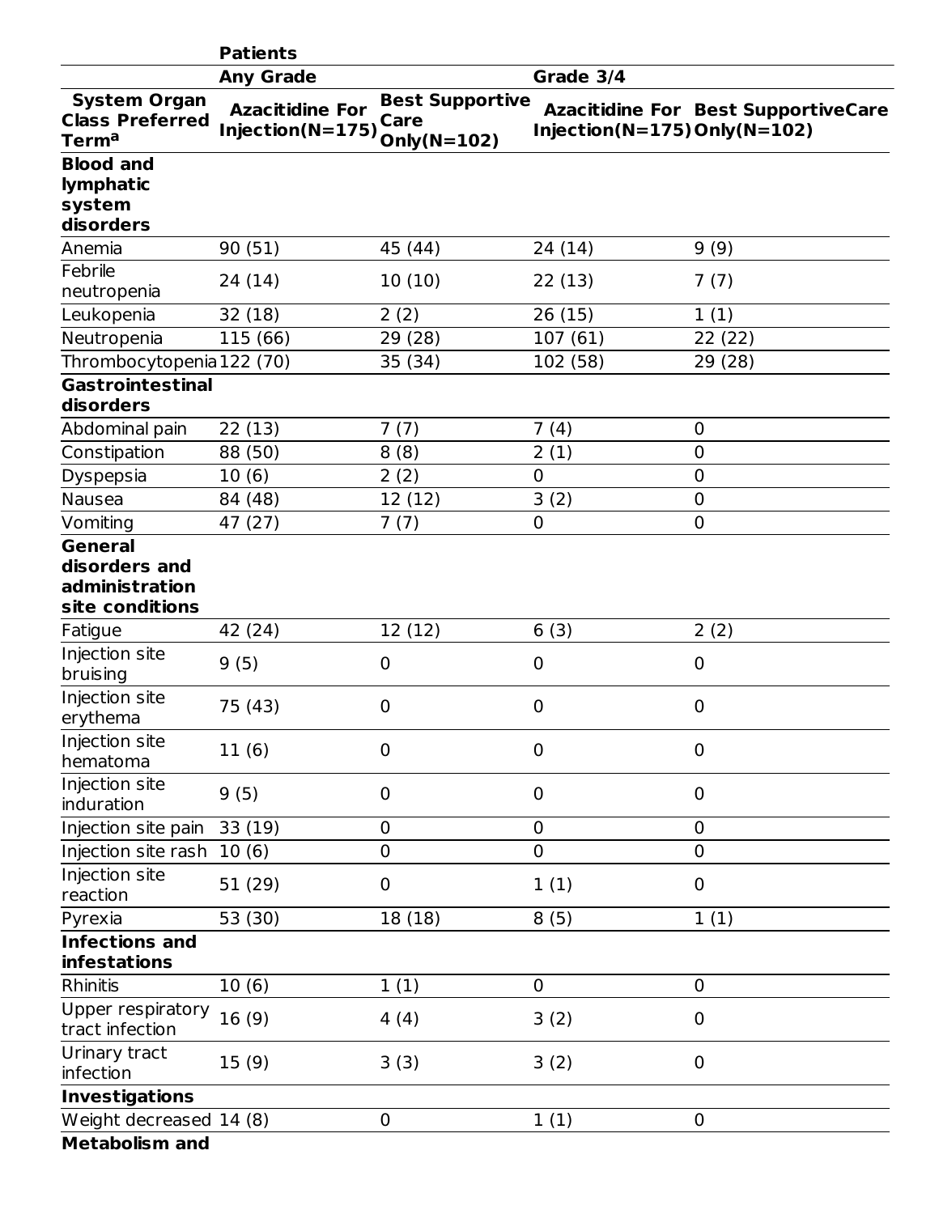| | Patients | | | |
|---|---|---|---|---|
| | **Any Grade** | | **Grade 3/4** | |
| **System Organ Class Preferred Term[a]** | **Azacitidine For Injection(N=175)** | **Best Supportive Care Only(N=102)** | **Azacitidine For Injection(N=175)** | **Best SupportiveCare Only(N=102)** |
| **Blood and lymphatic system disorders** | | | | |
| Anemia | 90 (51) | 45 (44) | 24 (14) | 9 (9) |
| Febrile neutropenia | 24 (14) | 10 (10) | 22 (13) | 7 (7) |
| Leukopenia | 32 (18) | 2 (2) | 26 (15) | 1 (1) |
| Neutropenia | 115 (66) | 29 (28) | 107 (61) | 22 (22) |
| Thrombocytopenia | 122 (70) | 35 (34) | 102 (58) | 29 (28) |
| **Gastrointestinal disorders** | | | | |
| Abdominal pain | 22 (13) | 7 (7) | 7 (4) | 0 |
| Constipation | 88 (50) | 8 (8) | 2 (1) | 0 |
| Dyspepsia | 10 (6) | 2 (2) | 0 | 0 |
| Nausea | 84 (48) | 12 (12) | 3 (2) | 0 |
| Vomiting | 47 (27) | 7 (7) | 0 | 0 |
| **General disorders and administration site conditions** | | | | |
| Fatigue | 42 (24) | 12 (12) | 6 (3) | 2 (2) |
| Injection site bruising | 9 (5) | 0 | 0 | 0 |
| Injection site erythema | 75 (43) | 0 | 0 | 0 |
| Injection site hematoma | 11 (6) | 0 | 0 | 0 |
| Injection site induration | 9 (5) | 0 | 0 | 0 |
| Injection site pain | 33 (19) | 0 | 0 | 0 |
| Injection site rash | 10 (6) | 0 | 0 | 0 |
| Injection site reaction | 51 (29) | 0 | 1 (1) | 0 |
| Pyrexia | 53 (30) | 18 (18) | 8 (5) | 1 (1) |
| **Infections and infestations** | | | | |
| Rhinitis | 10 (6) | 1 (1) | 0 | 0 |
| Upper respiratory tract infection | 16 (9) | 4 (4) | 3 (2) | 0 |
| Urinary tract infection | 15 (9) | 3 (3) | 3 (2) | 0 |
| **Investigations** | | | | |
| Weight decreased | 14 (8) | 0 | 1 (1) | 0 |
| **Metabolism and** | | | | |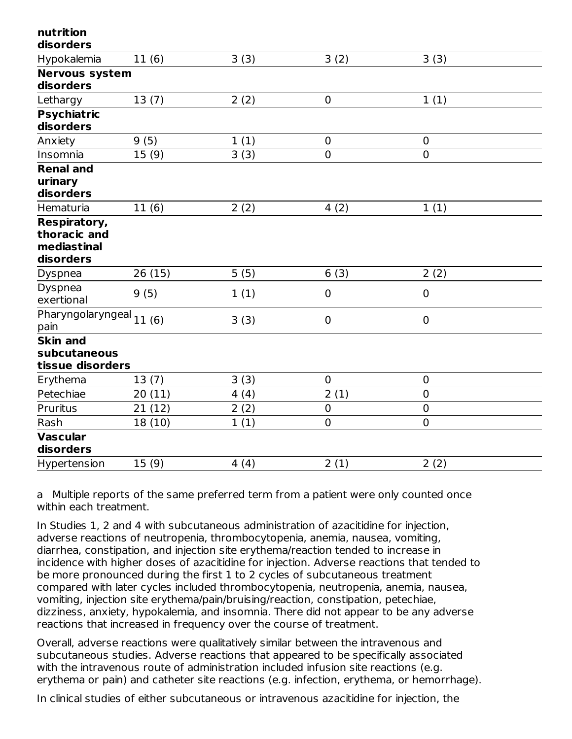| | | | | |
|---|---|---|---|---|
| **nutrition disorders** | | | | |
| Hypokalemia | 11 (6) | 3 (3) | 3 (2) | 3 (3) |
| **Nervous system disorders** | | | | |
| Lethargy | 13 (7) | 2 (2) | 0 | 1 (1) |
| **Psychiatric disorders** | | | | |
| Anxiety | 9 (5) | 1 (1) | 0 | 0 |
| Insomnia | 15 (9) | 3 (3) | 0 | 0 |
| **Renal and urinary disorders** | | | | |
| Hematuria | 11 (6) | 2 (2) | 4 (2) | 1 (1) |
| **Respiratory, thoracic and mediastinal disorders** | | | | |
| Dyspnea | 26 (15) | 5 (5) | 6 (3) | 2 (2) |
| Dyspnea exertional | 9 (5) | 1 (1) | 0 | 0 |
| Pharyngolaryngeal pain | 11 (6) | 3 (3) | 0 | 0 |
| **Skin and subcutaneous tissue disorders** | | | | |
| Erythema | 13 (7) | 3 (3) | 0 | 0 |
| Petechiae | 20 (11) | 4 (4) | 2 (1) | 0 |
| Pruritus | 21 (12) | 2 (2) | 0 | 0 |
| Rash | 18 (10) | 1 (1) | 0 | 0 |
| **Vascular disorders** | | | | |
| Hypertension | 15 (9) | 4 (4) | 2 (1) | 2 (2) |

a Multiple reports of the same preferred term from a patient were only counted once within each treatment.

In Studies 1, 2 and 4 with subcutaneous administration of azacitidine for injection, adverse reactions of neutropenia, thrombocytopenia, anemia, nausea, vomiting, diarrhea, constipation, and injection site erythema/reaction tended to increase in incidence with higher doses of azacitidine for injection. Adverse reactions that tended to be more pronounced during the first 1 to 2 cycles of subcutaneous treatment compared with later cycles included thrombocytopenia, neutropenia, anemia, nausea, vomiting, injection site erythema/pain/bruising/reaction, constipation, petechiae, dizziness, anxiety, hypokalemia, and insomnia. There did not appear to be any adverse reactions that increased in frequency over the course of treatment.

Overall, adverse reactions were qualitatively similar between the intravenous and subcutaneous studies. Adverse reactions that appeared to be specifically associated with the intravenous route of administration included infusion site reactions (e.g. erythema or pain) and catheter site reactions (e.g. infection, erythema, or hemorrhage).

In clinical studies of either subcutaneous or intravenous azacitidine for injection, the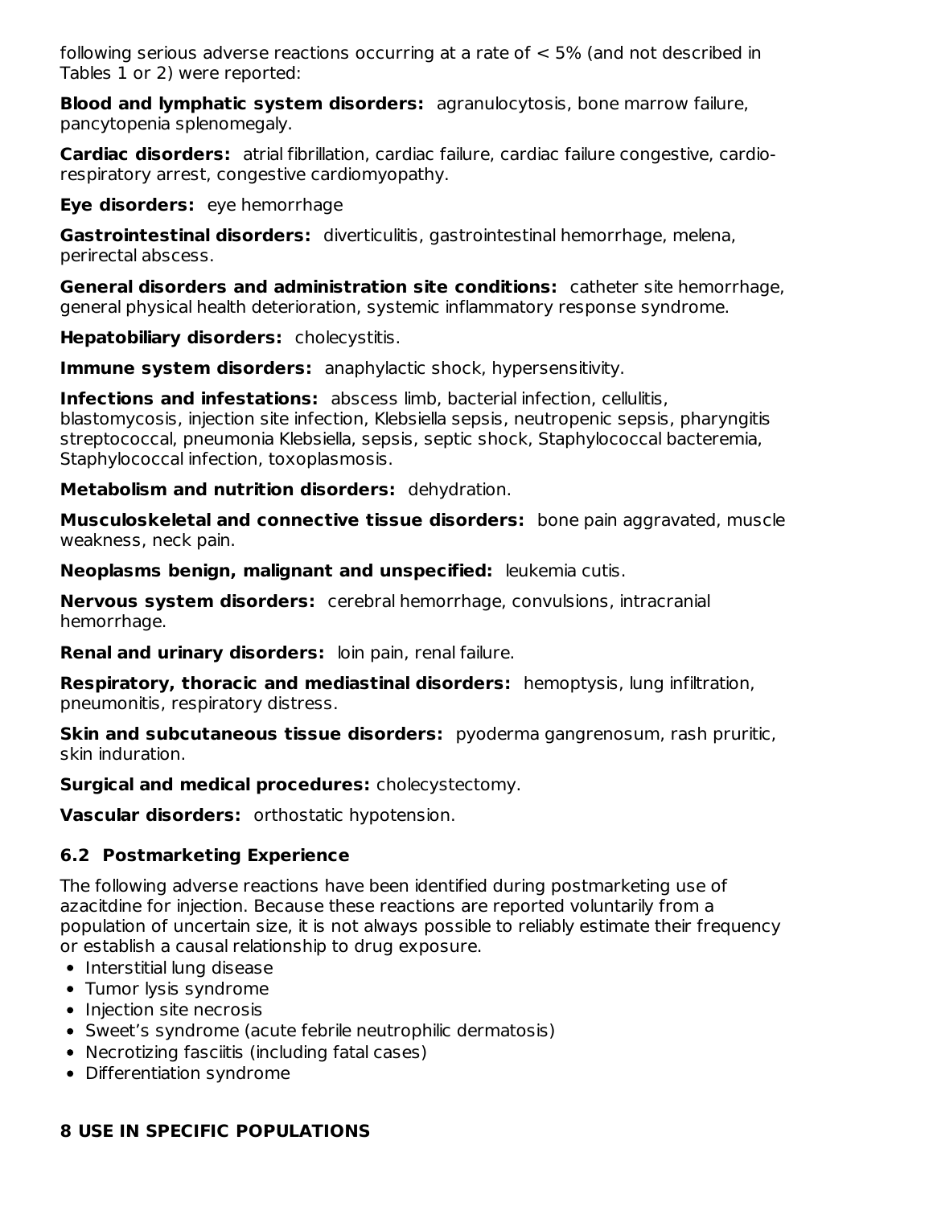following serious adverse reactions occurring at a rate of < 5% (and not described in Tables 1 or 2) were reported:

**Blood and lymphatic system disorders:** agranulocytosis, bone marrow failure, pancytopenia splenomegaly.

**Cardiac disorders:** atrial fibrillation, cardiac failure, cardiac failure congestive, cardio-respiratory arrest, congestive cardiomyopathy.

**Eye disorders:** eye hemorrhage

**Gastrointestinal disorders:** diverticulitis, gastrointestinal hemorrhage, melena, perirectal abscess.

**General disorders and administration site conditions:** catheter site hemorrhage, general physical health deterioration, systemic inflammatory response syndrome.

**Hepatobiliary disorders:** cholecystitis.

**Immune system disorders:** anaphylactic shock, hypersensitivity.

**Infections and infestations:** abscess limb, bacterial infection, cellulitis, blastomycosis, injection site infection, Klebsiella sepsis, neutropenic sepsis, pharyngitis streptococcal, pneumonia Klebsiella, sepsis, septic shock, Staphylococcal bacteremia, Staphylococcal infection, toxoplasmosis.

**Metabolism and nutrition disorders:** dehydration.

**Musculoskeletal and connective tissue disorders:** bone pain aggravated, muscle weakness, neck pain.

**Neoplasms benign, malignant and unspecified:** leukemia cutis.

**Nervous system disorders:** cerebral hemorrhage, convulsions, intracranial hemorrhage.

**Renal and urinary disorders:** loin pain, renal failure.

**Respiratory, thoracic and mediastinal disorders:** hemoptysis, lung infiltration, pneumonitis, respiratory distress.

**Skin and subcutaneous tissue disorders:** pyoderma gangrenosum, rash pruritic, skin induration.

**Surgical and medical procedures:** cholecystectomy.

**Vascular disorders:** orthostatic hypotension.

### 6.2 Postmarketing Experience

The following adverse reactions have been identified during postmarketing use of azacitdine for injection. Because these reactions are reported voluntarily from a population of uncertain size, it is not always possible to reliably estimate their frequency or establish a causal relationship to drug exposure.

- Interstitial lung disease
- Tumor lysis syndrome
- Injection site necrosis
- Sweet's syndrome (acute febrile neutrophilic dermatosis)
- Necrotizing fasciitis (including fatal cases)
- Differentiation syndrome

## 8 USE IN SPECIFIC POPULATIONS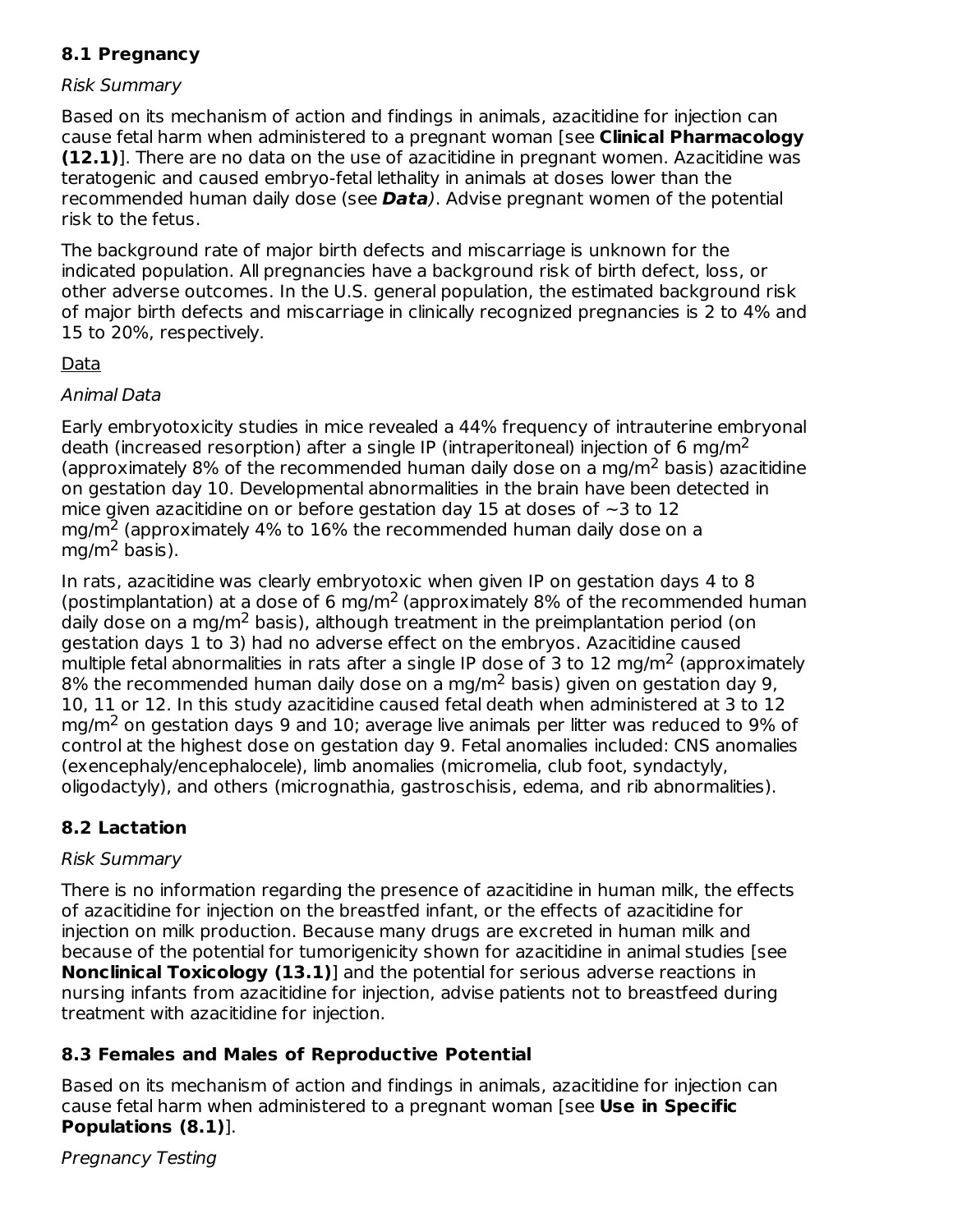### 8.1 Pregnancy

*Risk Summary*

Based on its mechanism of action and findings in animals, azacitidine for injection can cause fetal harm when administered to a pregnant woman [see **Clinical Pharmacology (12.1)**]. There are no data on the use of azacitidine in pregnant women. Azacitidine was teratogenic and caused embryo-fetal lethality in animals at doses lower than the recommended human daily dose (see ***Data***). Advise pregnant women of the potential risk to the fetus.

The background rate of major birth defects and miscarriage is unknown for the indicated population. All pregnancies have a background risk of birth defect, loss, or other adverse outcomes. In the U.S. general population, the estimated background risk of major birth defects and miscarriage in clinically recognized pregnancies is 2 to 4% and 15 to 20%, respectively.

<u>Data</u>

*Animal Data*

Early embryotoxicity studies in mice revealed a 44% frequency of intrauterine embryonal death (increased resorption) after a single IP (intraperitoneal) injection of 6 mg/m$^2$ (approximately 8% of the recommended human daily dose on a mg/m$^2$ basis) azacitidine on gestation day 10. Developmental abnormalities in the brain have been detected in mice given azacitidine on or before gestation day 15 at doses of ~3 to 12 mg/m$^2$ (approximately 4% to 16% the recommended human daily dose on a mg/m$^2$ basis).

In rats, azacitidine was clearly embryotoxic when given IP on gestation days 4 to 8 (postimplantation) at a dose of 6 mg/m$^2$ (approximately 8% of the recommended human daily dose on a mg/m$^2$ basis), although treatment in the preimplantation period (on gestation days 1 to 3) had no adverse effect on the embryos. Azacitidine caused multiple fetal abnormalities in rats after a single IP dose of 3 to 12 mg/m$^2$ (approximately 8% the recommended human daily dose on a mg/m$^2$ basis) given on gestation day 9, 10, 11 or 12. In this study azacitidine caused fetal death when administered at 3 to 12 mg/m$^2$ on gestation days 9 and 10; average live animals per litter was reduced to 9% of control at the highest dose on gestation day 9. Fetal anomalies included: CNS anomalies (exencephaly/encephalocele), limb anomalies (micromelia, club foot, syndactyly, oligodactyly), and others (micrognathia, gastroschisis, edema, and rib abnormalities).

### 8.2 Lactation

*Risk Summary*

There is no information regarding the presence of azacitidine in human milk, the effects of azacitidine for injection on the breastfed infant, or the effects of azacitidine for injection on milk production. Because many drugs are excreted in human milk and because of the potential for tumorigenicity shown for azacitidine in animal studies [see **Nonclinical Toxicology (13.1)**] and the potential for serious adverse reactions in nursing infants from azacitidine for injection, advise patients not to breastfeed during treatment with azacitidine for injection.

### 8.3 Females and Males of Reproductive Potential

Based on its mechanism of action and findings in animals, azacitidine for injection can cause fetal harm when administered to a pregnant woman [see **Use in Specific Populations (8.1)**].

*Pregnancy Testing*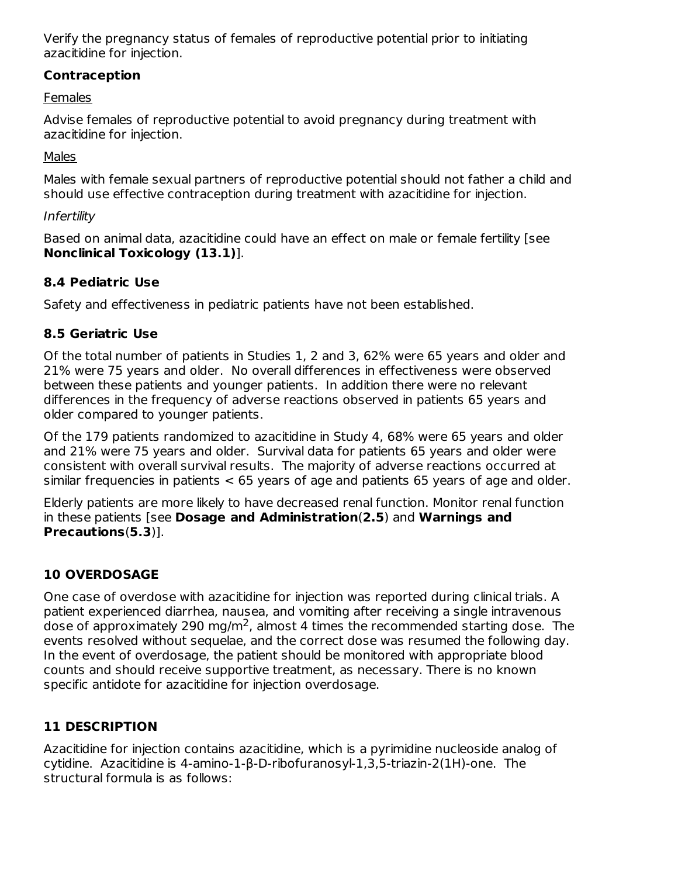Verify the pregnancy status of females of reproductive potential prior to initiating azacitidine for injection.

**Contraception**

Females

Advise females of reproductive potential to avoid pregnancy during treatment with azacitidine for injection.

Males

Males with female sexual partners of reproductive potential should not father a child and should use effective contraception during treatment with azacitidine for injection.

*Infertility*

Based on animal data, azacitidine could have an effect on male or female fertility [see **Nonclinical Toxicology (13.1)**].

### 8.4 Pediatric Use

Safety and effectiveness in pediatric patients have not been established.

### 8.5 Geriatric Use

Of the total number of patients in Studies 1, 2 and 3, 62% were 65 years and older and 21% were 75 years and older. No overall differences in effectiveness were observed between these patients and younger patients. In addition there were no relevant differences in the frequency of adverse reactions observed in patients 65 years and older compared to younger patients.

Of the 179 patients randomized to azacitidine in Study 4, 68% were 65 years and older and 21% were 75 years and older. Survival data for patients 65 years and older were consistent with overall survival results. The majority of adverse reactions occurred at similar frequencies in patients < 65 years of age and patients 65 years of age and older.

Elderly patients are more likely to have decreased renal function. Monitor renal function in these patients [see **Dosage and Administration**(**2.5**) and **Warnings and Precautions**(**5.3**)].

## 10 OVERDOSAGE

One case of overdose with azacitidine for injection was reported during clinical trials. A patient experienced diarrhea, nausea, and vomiting after receiving a single intravenous dose of approximately 290 mg/m$^2$, almost 4 times the recommended starting dose. The events resolved without sequelae, and the correct dose was resumed the following day. In the event of overdosage, the patient should be monitored with appropriate blood counts and should receive supportive treatment, as necessary. There is no known specific antidote for azacitidine for injection overdosage.

## 11 DESCRIPTION

Azacitidine for injection contains azacitidine, which is a pyrimidine nucleoside analog of cytidine. Azacitidine is 4-amino-1-β-D-ribofuranosyl-1,3,5-triazin-2(1H)-one. The structural formula is as follows: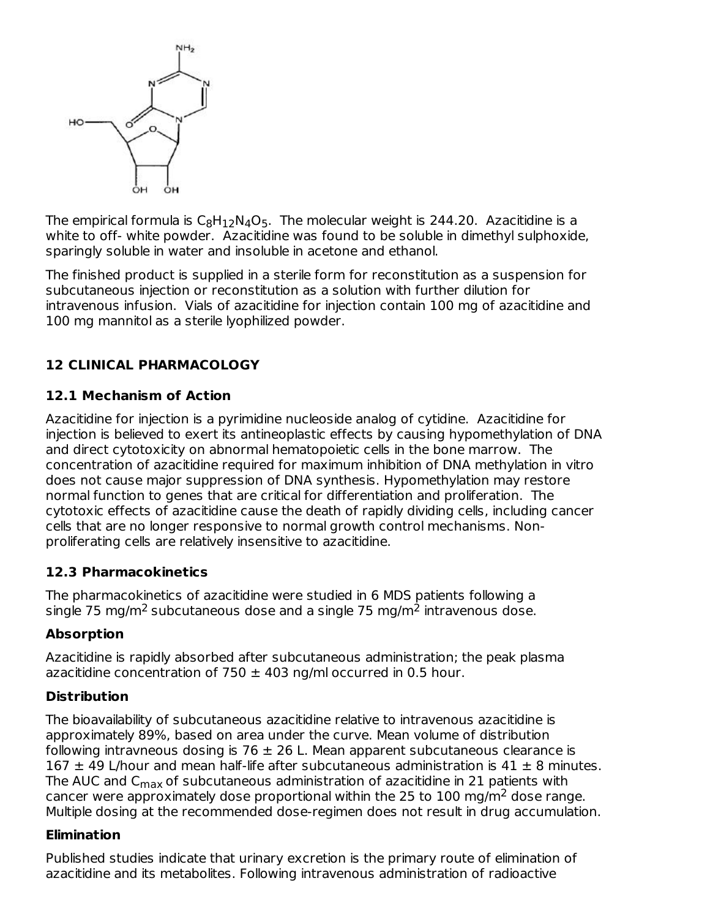The empirical formula is $C_8H_{12}N_4O_5$. The molecular weight is 244.20. Azacitidine is a white to off- white powder. Azacitidine was found to be soluble in dimethyl sulphoxide, sparingly soluble in water and insoluble in acetone and ethanol.

The finished product is supplied in a sterile form for reconstitution as a suspension for subcutaneous injection or reconstitution as a solution with further dilution for intravenous infusion. Vials of azacitidine for injection contain 100 mg of azacitidine and 100 mg mannitol as a sterile lyophilized powder.

## 12 CLINICAL PHARMACOLOGY

### 12.1 Mechanism of Action

Azacitidine for injection is a pyrimidine nucleoside analog of cytidine. Azacitidine for injection is believed to exert its antineoplastic effects by causing hypomethylation of DNA and direct cytotoxicity on abnormal hematopoietic cells in the bone marrow. The concentration of azacitidine required for maximum inhibition of DNA methylation in vitro does not cause major suppression of DNA synthesis. Hypomethylation may restore normal function to genes that are critical for differentiation and proliferation. The cytotoxic effects of azacitidine cause the death of rapidly dividing cells, including cancer cells that are no longer responsive to normal growth control mechanisms. Non-proliferating cells are relatively insensitive to azacitidine.

### 12.3 Pharmacokinetics

The pharmacokinetics of azacitidine were studied in 6 MDS patients following a single 75 mg/m$^2$ subcutaneous dose and a single 75 mg/m$^2$ intravenous dose.

**Absorption**

Azacitidine is rapidly absorbed after subcutaneous administration; the peak plasma azacitidine concentration of 750 ± 403 ng/ml occurred in 0.5 hour.

**Distribution**

The bioavailability of subcutaneous azacitidine relative to intravenous azacitidine is approximately 89%, based on area under the curve. Mean volume of distribution following intravneous dosing is 76 ± 26 L. Mean apparent subcutaneous clearance is 167 ± 49 L/hour and mean half-life after subcutaneous administration is 41 ± 8 minutes. The AUC and $C_{max}$ of subcutaneous administration of azacitidine in 21 patients with cancer were approximately dose proportional within the 25 to 100 mg/m$^2$ dose range. Multiple dosing at the recommended dose-regimen does not result in drug accumulation.

**Elimination**

Published studies indicate that urinary excretion is the primary route of elimination of azacitidine and its metabolites. Following intravenous administration of radioactive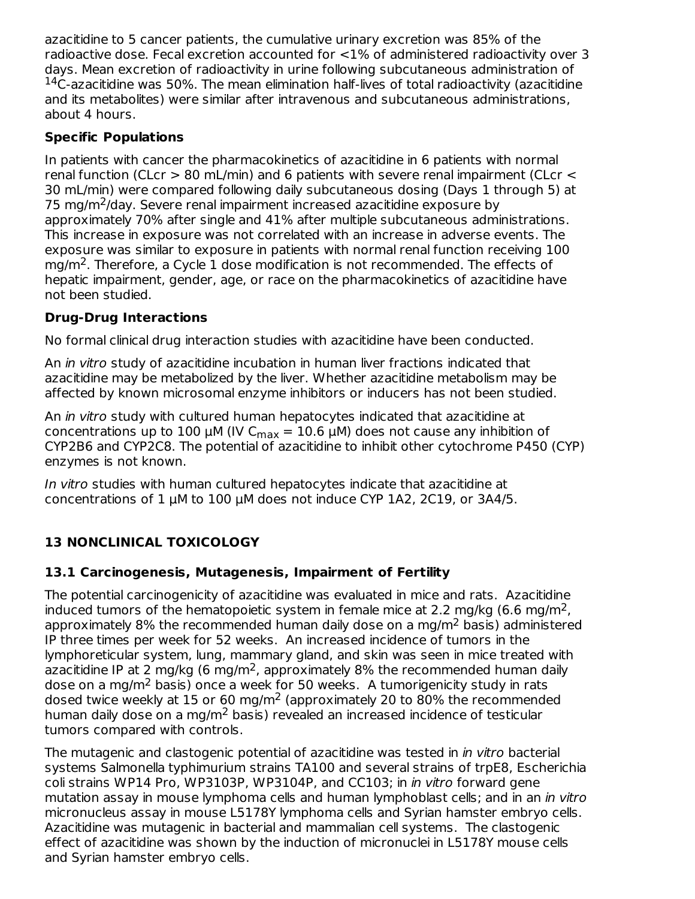azacitidine to 5 cancer patients, the cumulative urinary excretion was 85% of the radioactive dose. Fecal excretion accounted for <1% of administered radioactivity over 3 days. Mean excretion of radioactivity in urine following subcutaneous administration of $^{14}$C-azacitidine was 50%. The mean elimination half-lives of total radioactivity (azacitidine and its metabolites) were similar after intravenous and subcutaneous administrations, about 4 hours.

**Specific Populations**

In patients with cancer the pharmacokinetics of azacitidine in 6 patients with normal renal function (CLcr > 80 mL/min) and 6 patients with severe renal impairment (CLcr < 30 mL/min) were compared following daily subcutaneous dosing (Days 1 through 5) at 75 mg/m$^2$/day. Severe renal impairment increased azacitidine exposure by approximately 70% after single and 41% after multiple subcutaneous administrations. This increase in exposure was not correlated with an increase in adverse events. The exposure was similar to exposure in patients with normal renal function receiving 100 mg/m$^2$. Therefore, a Cycle 1 dose modification is not recommended. The effects of hepatic impairment, gender, age, or race on the pharmacokinetics of azacitidine have not been studied.

**Drug-Drug Interactions**

No formal clinical drug interaction studies with azacitidine have been conducted.

An *in vitro* study of azacitidine incubation in human liver fractions indicated that azacitidine may be metabolized by the liver. Whether azacitidine metabolism may be affected by known microsomal enzyme inhibitors or inducers has not been studied.

An *in vitro* study with cultured human hepatocytes indicated that azacitidine at concentrations up to 100 µM (IV $C_{max}$ = 10.6 µM) does not cause any inhibition of CYP2B6 and CYP2C8. The potential of azacitidine to inhibit other cytochrome P450 (CYP) enzymes is not known.

*In vitro* studies with human cultured hepatocytes indicate that azacitidine at concentrations of 1 µM to 100 µM does not induce CYP 1A2, 2C19, or 3A4/5.

## 13 NONCLINICAL TOXICOLOGY

### 13.1 Carcinogenesis, Mutagenesis, Impairment of Fertility

The potential carcinogenicity of azacitidine was evaluated in mice and rats. Azacitidine induced tumors of the hematopoietic system in female mice at 2.2 mg/kg (6.6 mg/m$^2$, approximately 8% the recommended human daily dose on a mg/m$^2$ basis) administered IP three times per week for 52 weeks. An increased incidence of tumors in the lymphoreticular system, lung, mammary gland, and skin was seen in mice treated with azacitidine IP at 2 mg/kg (6 mg/m$^2$, approximately 8% the recommended human daily dose on a mg/m$^2$ basis) once a week for 50 weeks. A tumorigenicity study in rats dosed twice weekly at 15 or 60 mg/m$^2$ (approximately 20 to 80% the recommended human daily dose on a mg/m$^2$ basis) revealed an increased incidence of testicular tumors compared with controls.

The mutagenic and clastogenic potential of azacitidine was tested in *in vitro* bacterial systems Salmonella typhimurium strains TA100 and several strains of trpE8, Escherichia coli strains WP14 Pro, WP3103P, WP3104P, and CC103; in *in vitro* forward gene mutation assay in mouse lymphoma cells and human lymphoblast cells; and in an *in vitro* micronucleus assay in mouse L5178Y lymphoma cells and Syrian hamster embryo cells. Azacitidine was mutagenic in bacterial and mammalian cell systems. The clastogenic effect of azacitidine was shown by the induction of micronuclei in L5178Y mouse cells and Syrian hamster embryo cells.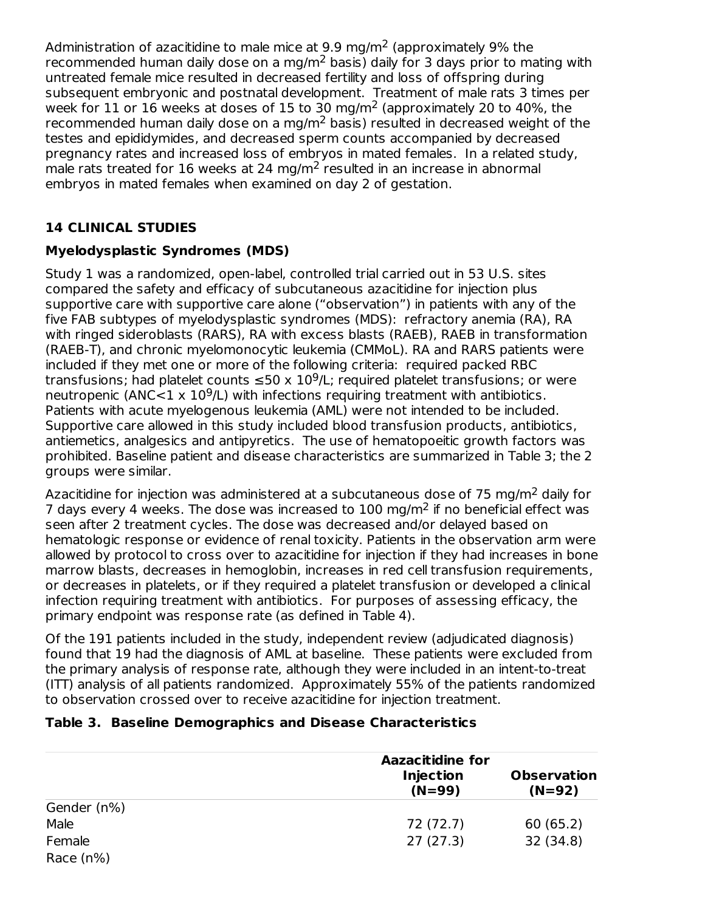Administration of azacitidine to male mice at 9.9 mg/m$^2$ (approximately 9% the recommended human daily dose on a mg/m$^2$ basis) daily for 3 days prior to mating with untreated female mice resulted in decreased fertility and loss of offspring during subsequent embryonic and postnatal development. Treatment of male rats 3 times per week for 11 or 16 weeks at doses of 15 to 30 mg/m$^2$ (approximately 20 to 40%, the recommended human daily dose on a mg/m$^2$ basis) resulted in decreased weight of the testes and epididymides, and decreased sperm counts accompanied by decreased pregnancy rates and increased loss of embryos in mated females. In a related study, male rats treated for 16 weeks at 24 mg/m$^2$ resulted in an increase in abnormal embryos in mated females when examined on day 2 of gestation.

## 14 CLINICAL STUDIES

### Myelodysplastic Syndromes (MDS)

Study 1 was a randomized, open-label, controlled trial carried out in 53 U.S. sites compared the safety and efficacy of subcutaneous azacitidine for injection plus supportive care with supportive care alone ("observation") in patients with any of the five FAB subtypes of myelodysplastic syndromes (MDS): refractory anemia (RA), RA with ringed sideroblasts (RARS), RA with excess blasts (RAEB), RAEB in transformation (RAEB-T), and chronic myelomonocytic leukemia (CMMoL). RA and RARS patients were included if they met one or more of the following criteria: required packed RBC transfusions; had platelet counts ≤50 x $10^9$/L; required platelet transfusions; or were neutropenic (ANC<1 x $10^9$/L) with infections requiring treatment with antibiotics. Patients with acute myelogenous leukemia (AML) were not intended to be included. Supportive care allowed in this study included blood transfusion products, antibiotics, antiemetics, analgesics and antipyretics. The use of hematopoeitic growth factors was prohibited. Baseline patient and disease characteristics are summarized in Table 3; the 2 groups were similar.

Azacitidine for injection was administered at a subcutaneous dose of 75 mg/m$^2$ daily for 7 days every 4 weeks. The dose was increased to 100 mg/m$^2$ if no beneficial effect was seen after 2 treatment cycles. The dose was decreased and/or delayed based on hematologic response or evidence of renal toxicity. Patients in the observation arm were allowed by protocol to cross over to azacitidine for injection if they had increases in bone marrow blasts, decreases in hemoglobin, increases in red cell transfusion requirements, or decreases in platelets, or if they required a platelet transfusion or developed a clinical infection requiring treatment with antibiotics. For purposes of assessing efficacy, the primary endpoint was response rate (as defined in Table 4).

Of the 191 patients included in the study, independent review (adjudicated diagnosis) found that 19 had the diagnosis of AML at baseline. These patients were excluded from the primary analysis of response rate, although they were included in an intent-to-treat (ITT) analysis of all patients randomized. Approximately 55% of the patients randomized to observation crossed over to receive azacitidine for injection treatment.

**Table 3. Baseline Demographics and Disease Characteristics**

| | Aazacitidine for Injection (N=99) | Observation (N=92) |
|---|---|---|
| Gender (n%) | | |
| Male | 72 (72.7) | 60 (65.2) |
| Female | 27 (27.3) | 32 (34.8) |
| Race (n%) | | |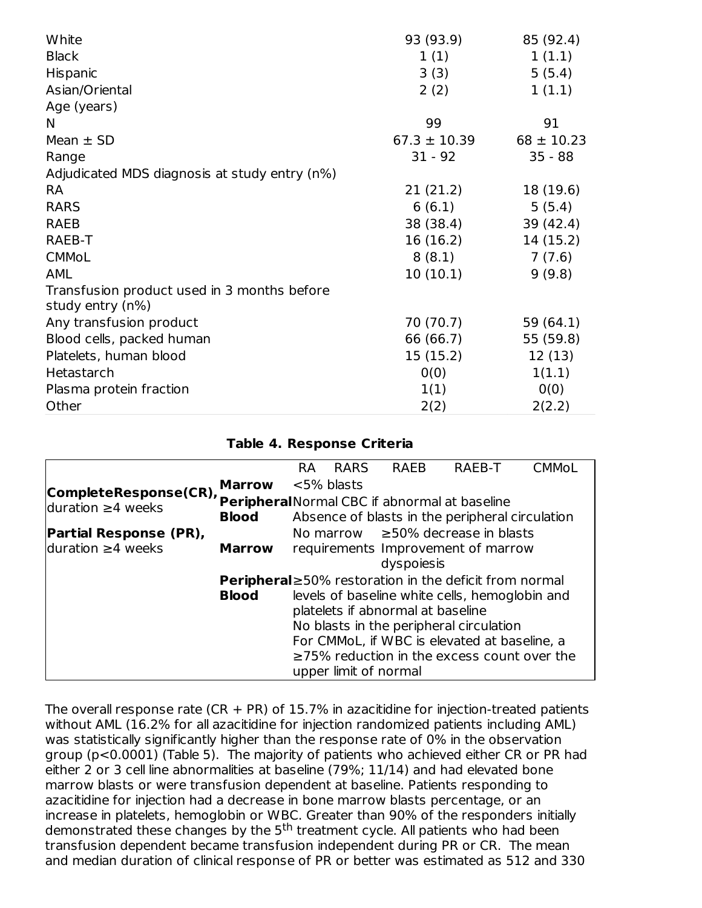| | | |
|---|---|---|
| White | 93 (93.9) | 85 (92.4) |
| Black | 1 (1) | 1 (1.1) |
| Hispanic | 3 (3) | 5 (5.4) |
| Asian/Oriental | 2 (2) | 1 (1.1) |
| Age (years) | | |
| N | 99 | 91 |
| Mean ± SD | 67.3 ± 10.39 | 68 ± 10.23 |
| Range | 31 - 92 | 35 - 88 |
| Adjudicated MDS diagnosis at study entry (n%) | | |
| RA | 21 (21.2) | 18 (19.6) |
| RARS | 6 (6.1) | 5 (5.4) |
| RAEB | 38 (38.4) | 39 (42.4) |
| RAEB-T | 16 (16.2) | 14 (15.2) |
| CMMoL | 8 (8.1) | 7 (7.6) |
| AML | 10 (10.1) | 9 (9.8) |
| Transfusion product used in 3 months before study entry (n%) | | |
| Any transfusion product | 70 (70.7) | 59 (64.1) |
| Blood cells, packed human | 66 (66.7) | 55 (59.8) |
| Platelets, human blood | 15 (15.2) | 12 (13) |
| Hetastarch | 0(0) | 1(1.1) |
| Plasma protein fraction | 1(1) | 0(0) |
| Other | 2(2) | 2(2.2) |

**Table 4. Response Criteria**

| | | RA | RARS | RAEB | RAEB-T | CMMoL |
|---|---|---|---|---|---|---|
| **Complete Response (CR),** duration ≥4 weeks | **Marrow** | <5% blasts | | | | |
| | **Peripheral Blood** | Normal CBC if abnormal at baseline<br>Absence of blasts in the peripheral circulation | | | | |
| **Partial Response (PR),** duration ≥4 weeks | **Marrow** | No marrow requirements | | ≥50% decrease in blasts<br>Improvement of marrow dyspoiesis | | |
| | **Peripheral Blood** | ≥50% restoration in the deficit from normal levels of baseline white cells, hemoglobin and platelets if abnormal at baseline<br>No blasts in the peripheral circulation<br>For CMMoL, if WBC is elevated at baseline, a ≥75% reduction in the excess count over the upper limit of normal | | | | |

The overall response rate (CR + PR) of 15.7% in azacitidine for injection-treated patients without AML (16.2% for all azacitidine for injection randomized patients including AML) was statistically significantly higher than the response rate of 0% in the observation group ($p<0.0001$) (Table 5). The majority of patients who achieved either CR or PR had either 2 or 3 cell line abnormalities at baseline (79%; 11/14) and had elevated bone marrow blasts or were transfusion dependent at baseline. Patients responding to azacitidine for injection had a decrease in bone marrow blasts percentage, or an increase in platelets, hemoglobin or WBC. Greater than 90% of the responders initially demonstrated these changes by the 5$^{th}$ treatment cycle. All patients who had been transfusion dependent became transfusion independent during PR or CR. The mean and median duration of clinical response of PR or better was estimated as 512 and 330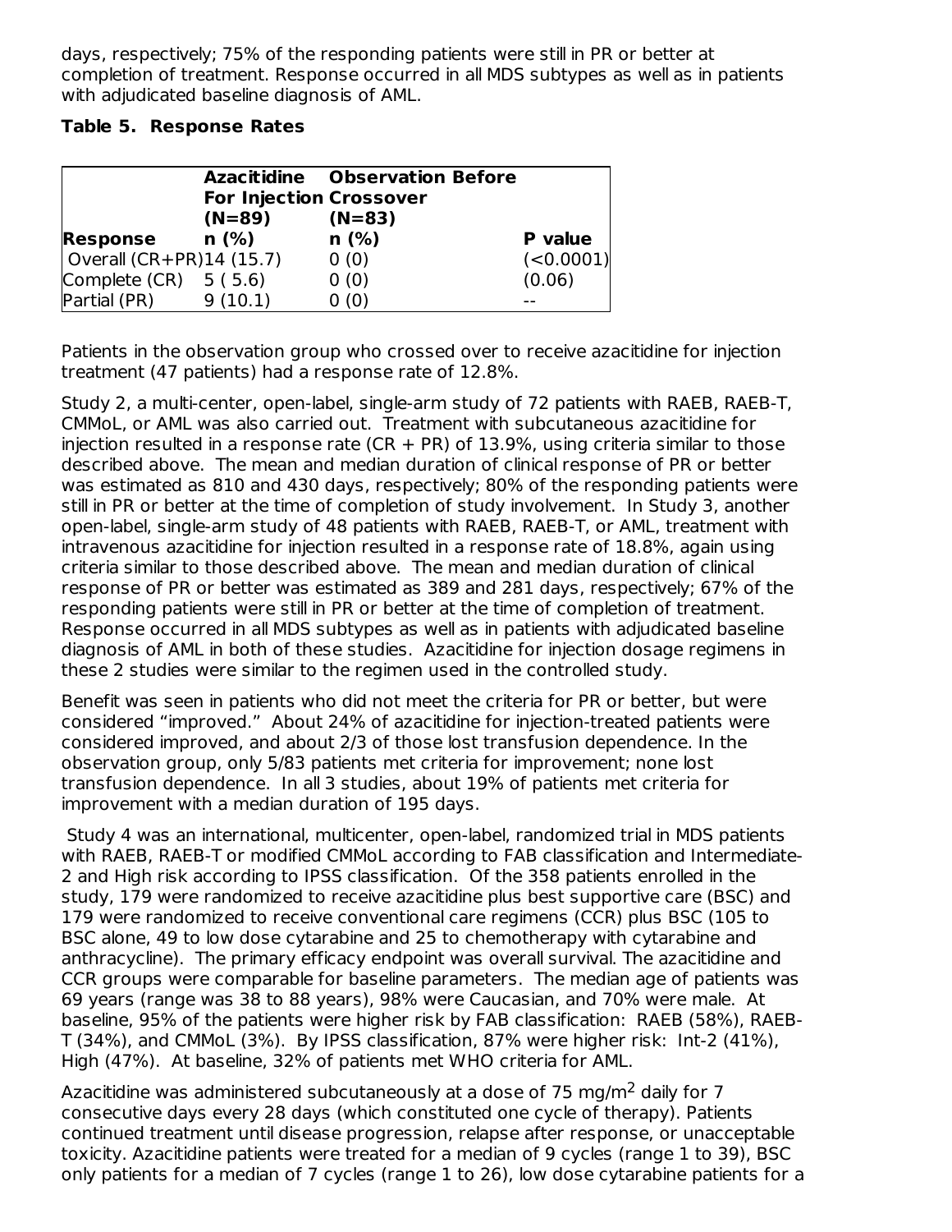days, respectively; 75% of the responding patients were still in PR or better at completion of treatment. Response occurred in all MDS subtypes as well as in patients with adjudicated baseline diagnosis of AML.

**Table 5. Response Rates**

| Response | Azacitidine For Injection (N=89) n (%) | Observation Before Crossover (N=83) n (%) | P value |
|---|---|---|---|
| Overall (CR+PR) | 14 (15.7) | 0 (0) | (<0.0001) |
| Complete (CR) | 5 ( 5.6) | 0 (0) | (0.06) |
| Partial (PR) | 9 (10.1) | 0 (0) | -- |

Patients in the observation group who crossed over to receive azacitidine for injection treatment (47 patients) had a response rate of 12.8%.

Study 2, a multi-center, open-label, single-arm study of 72 patients with RAEB, RAEB-T, CMMoL, or AML was also carried out. Treatment with subcutaneous azacitidine for injection resulted in a response rate (CR + PR) of 13.9%, using criteria similar to those described above. The mean and median duration of clinical response of PR or better was estimated as 810 and 430 days, respectively; 80% of the responding patients were still in PR or better at the time of completion of study involvement. In Study 3, another open-label, single-arm study of 48 patients with RAEB, RAEB-T, or AML, treatment with intravenous azacitidine for injection resulted in a response rate of 18.8%, again using criteria similar to those described above. The mean and median duration of clinical response of PR or better was estimated as 389 and 281 days, respectively; 67% of the responding patients were still in PR or better at the time of completion of treatment. Response occurred in all MDS subtypes as well as in patients with adjudicated baseline diagnosis of AML in both of these studies. Azacitidine for injection dosage regimens in these 2 studies were similar to the regimen used in the controlled study.

Benefit was seen in patients who did not meet the criteria for PR or better, but were considered "improved." About 24% of azacitidine for injection-treated patients were considered improved, and about 2/3 of those lost transfusion dependence. In the observation group, only 5/83 patients met criteria for improvement; none lost transfusion dependence. In all 3 studies, about 19% of patients met criteria for improvement with a median duration of 195 days.

Study 4 was an international, multicenter, open-label, randomized trial in MDS patients with RAEB, RAEB-T or modified CMMoL according to FAB classification and Intermediate-2 and High risk according to IPSS classification. Of the 358 patients enrolled in the study, 179 were randomized to receive azacitidine plus best supportive care (BSC) and 179 were randomized to receive conventional care regimens (CCR) plus BSC (105 to BSC alone, 49 to low dose cytarabine and 25 to chemotherapy with cytarabine and anthracycline). The primary efficacy endpoint was overall survival. The azacitidine and CCR groups were comparable for baseline parameters. The median age of patients was 69 years (range was 38 to 88 years), 98% were Caucasian, and 70% were male. At baseline, 95% of the patients were higher risk by FAB classification: RAEB (58%), RAEB-T (34%), and CMMoL (3%). By IPSS classification, 87% were higher risk: Int-2 (41%), High (47%). At baseline, 32% of patients met WHO criteria for AML.

Azacitidine was administered subcutaneously at a dose of 75 mg/m$^2$ daily for 7 consecutive days every 28 days (which constituted one cycle of therapy). Patients continued treatment until disease progression, relapse after response, or unacceptable toxicity. Azacitidine patients were treated for a median of 9 cycles (range 1 to 39), BSC only patients for a median of 7 cycles (range 1 to 26), low dose cytarabine patients for a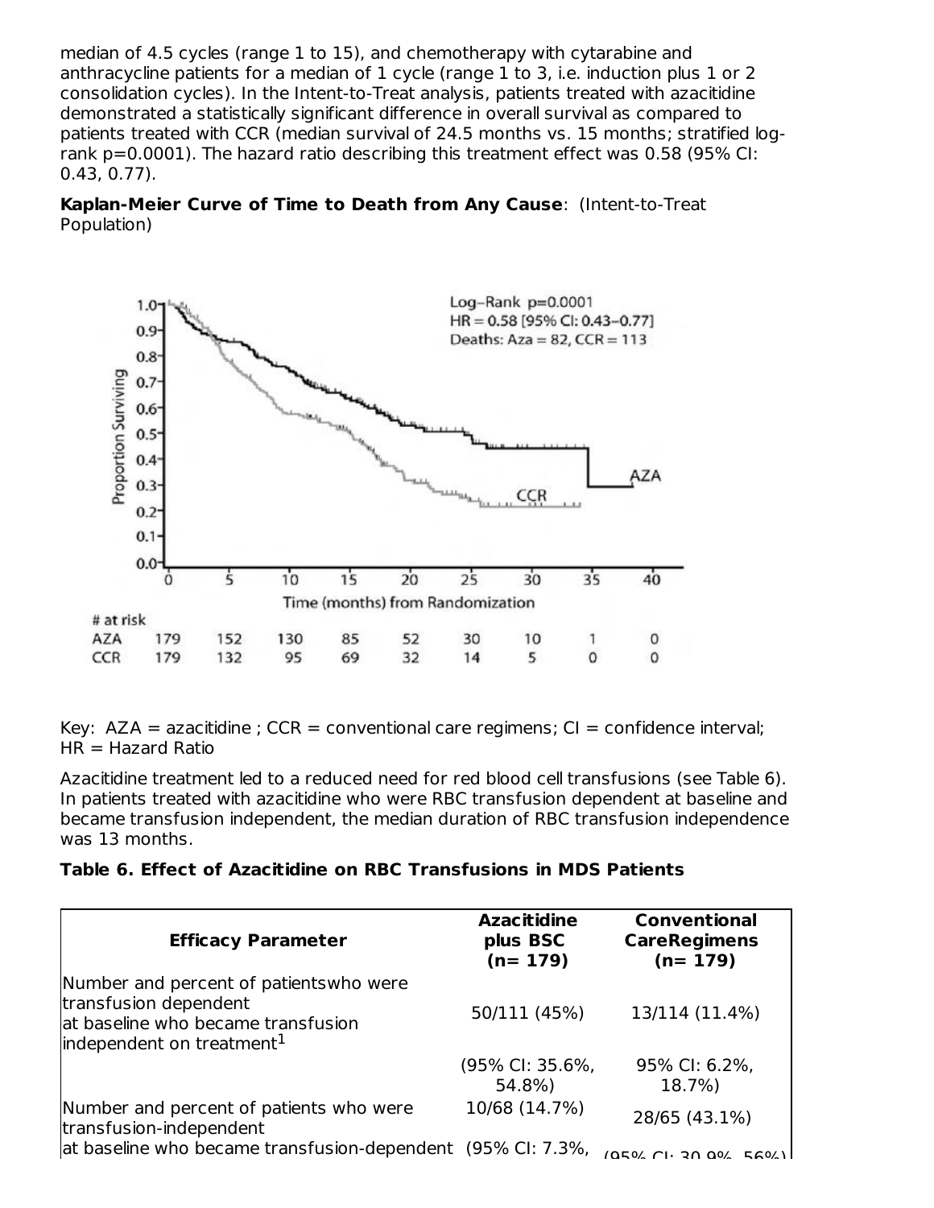median of 4.5 cycles (range 1 to 15), and chemotherapy with cytarabine and anthracycline patients for a median of 1 cycle (range 1 to 3, i.e. induction plus 1 or 2 consolidation cycles). In the Intent-to-Treat analysis, patients treated with azacitidine demonstrated a statistically significant difference in overall survival as compared to patients treated with CCR (median survival of 24.5 months vs. 15 months; stratified log-rank p=0.0001). The hazard ratio describing this treatment effect was 0.58 (95% CI: 0.43, 0.77).

**Kaplan-Meier Curve of Time to Death from Any Cause**: (Intent-to-Treat Population)

Log-Rank p=0.0001
HR = 0.58 [95% CI: 0.43–0.77]
Deaths: Aza = 82, CCR = 113

| # at risk | 0 | 5 | 10 | 15 | 20 | 25 | 30 | 35 | 40 |
|---|---|---|---|---|---|---|---|---|---|
| AZA | 179 | 152 | 130 | 85 | 52 | 30 | 10 | 1 | 0 |
| CCR | 179 | 132 | 95 | 69 | 32 | 14 | 5 | 0 | 0 |

Key: AZA = azacitidine ; CCR = conventional care regimens; CI = confidence interval; HR = Hazard Ratio

Azacitidine treatment led to a reduced need for red blood cell transfusions (see Table 6). In patients treated with azacitidine who were RBC transfusion dependent at baseline and became transfusion independent, the median duration of RBC transfusion independence was 13 months.

**Table 6. Effect of Azacitidine on RBC Transfusions in MDS Patients**

| Efficacy Parameter | Azacitidine plus BSC (n= 179) | Conventional CareRegimens (n= 179) |
|---|---|---|
| Number and percent of patientswho were transfusion dependent at baseline who became transfusion independent on treatment[1] | 50/111 (45%) | 13/114 (11.4%) |
| | (95% CI: 35.6%, 54.8%) | 95% CI: 6.2%, 18.7%) |
| Number and percent of patients who were transfusion-independent at baseline who became transfusion-dependent | 10/68 (14.7%) (95% CI: 7.3%, | 28/65 (43.1%) (95% CI: 30.9%, 56%) |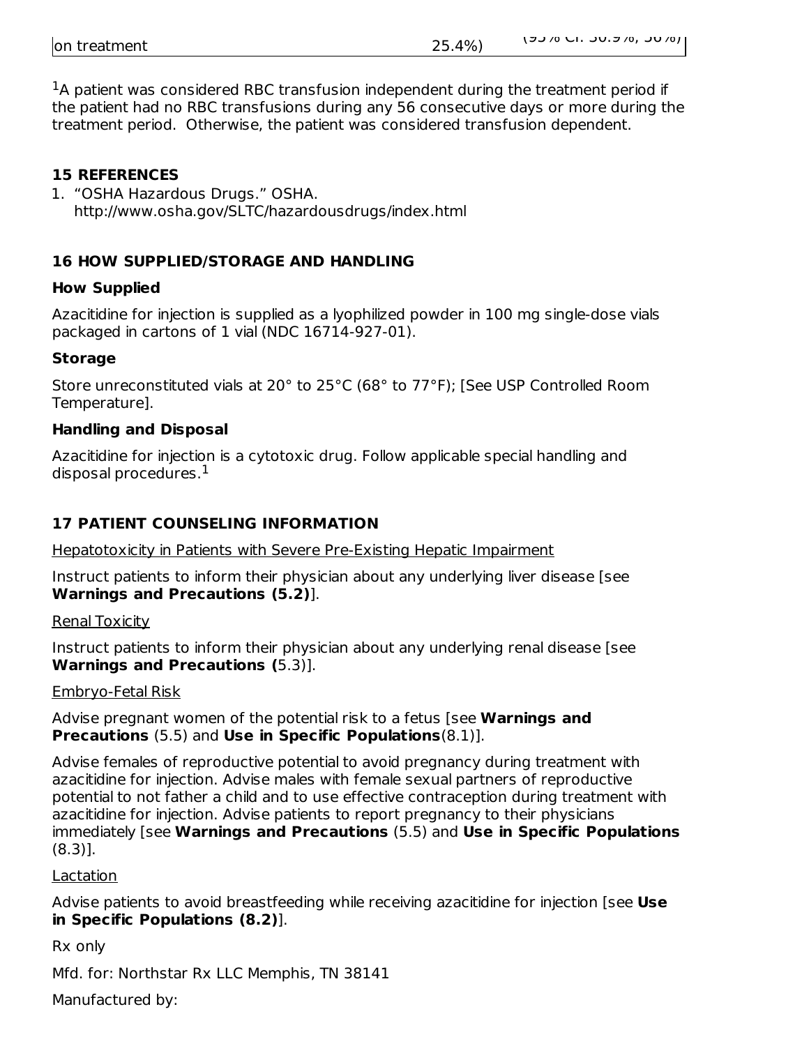| on treatment | 25.4%) | (95% CI: 30.9%, 56%) |
|---|---|---|

[1]A patient was considered RBC transfusion independent during the treatment period if the patient had no RBC transfusions during any 56 consecutive days or more during the treatment period. Otherwise, the patient was considered transfusion dependent.

## 15 REFERENCES

1. "OSHA Hazardous Drugs." OSHA. http://www.osha.gov/SLTC/hazardousdrugs/index.html

## 16 HOW SUPPLIED/STORAGE AND HANDLING

### How Supplied

Azacitidine for injection is supplied as a lyophilized powder in 100 mg single-dose vials packaged in cartons of 1 vial (NDC 16714-927-01).

### Storage

Store unreconstituted vials at 20° to 25°C (68° to 77°F); [See USP Controlled Room Temperature].

### Handling and Disposal

Azacitidine for injection is a cytotoxic drug. Follow applicable special handling and disposal procedures.[1]

## 17 PATIENT COUNSELING INFORMATION

Hepatotoxicity in Patients with Severe Pre-Existing Hepatic Impairment

Instruct patients to inform their physician about any underlying liver disease [see **Warnings and Precautions (5.2)**].

Renal Toxicity

Instruct patients to inform their physician about any underlying renal disease [see **Warnings and Precautions (**5.3)].

Embryo-Fetal Risk

Advise pregnant women of the potential risk to a fetus [see **Warnings and Precautions** (5.5) and **Use in Specific Populations**(8.1)].

Advise females of reproductive potential to avoid pregnancy during treatment with azacitidine for injection. Advise males with female sexual partners of reproductive potential to not father a child and to use effective contraception during treatment with azacitidine for injection. Advise patients to report pregnancy to their physicians immediately [see **Warnings and Precautions** (5.5) and **Use in Specific Populations** (8.3)].

Lactation

Advise patients to avoid breastfeeding while receiving azacitidine for injection [see **Use in Specific Populations (8.2)**].

Rx only

Mfd. for: Northstar Rx LLC Memphis, TN 38141

Manufactured by: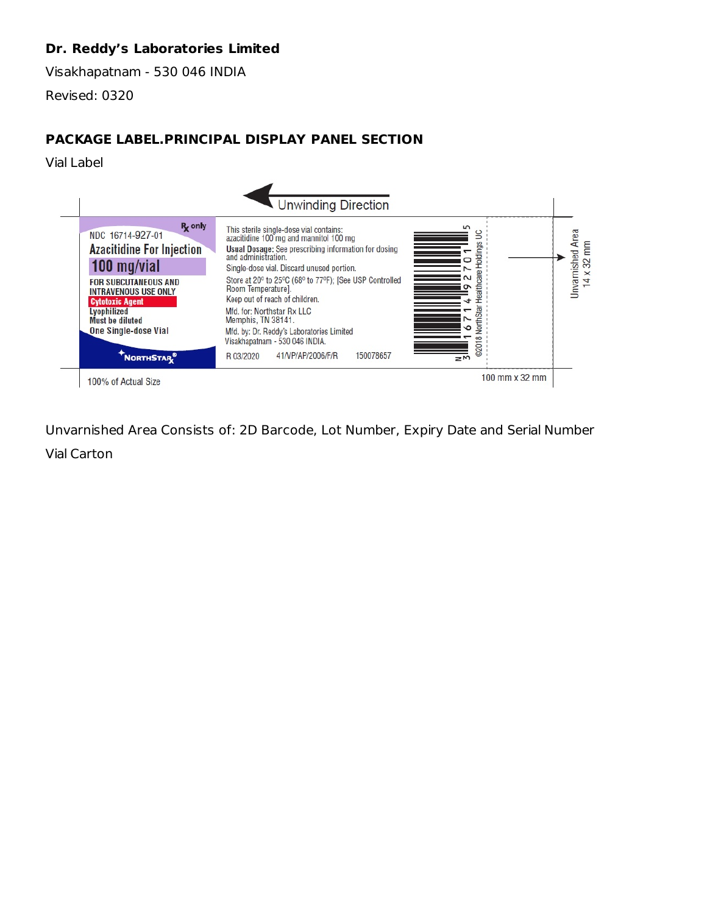**Dr. Reddy's Laboratories Limited**

Visakhapatnam - 530 046 INDIA

Revised: 0320

## PACKAGE LABEL.PRINCIPAL DISPLAY PANEL SECTION

Vial Label

Unwinding Direction

NDC 16714-927-01

Rx only

Azacitidine For Injection

100 mg/vial

FOR SUBCUTANEOUS AND INTRAVENOUS USE ONLY

Cytotoxic Agent

Lyophilized

Must be diluted

One Single-dose Vial

NORTHSTAR Rx

This sterile single-dose vial contains: azacitidine 100 mg and mannitol 100 mg

**Usual Dosage:** See prescribing information for dosing and administration.

Single-dose vial. Discard unused portion.

Store at 20° to 25°C (68° to 77°F); [See USP Controlled Room Temperature].

Keep out of reach of children.

Mfd. for: Northstar Rx LLC
Memphis, TN 38141.

Mfd. by: Dr. Reddy's Laboratories Limited
Visakhapatnam - 530 046 INDIA.

R 03/2020 41/VP/AP/2006/F/R 150078657

N 3 16714 92701 5

©2018 NorthStar Healthcare Holdings UC

Unvarnished Area 14 x 32 mm

100% of Actual Size

100 mm x 32 mm

Unvarnished Area Consists of: 2D Barcode, Lot Number, Expiry Date and Serial Number

Vial Carton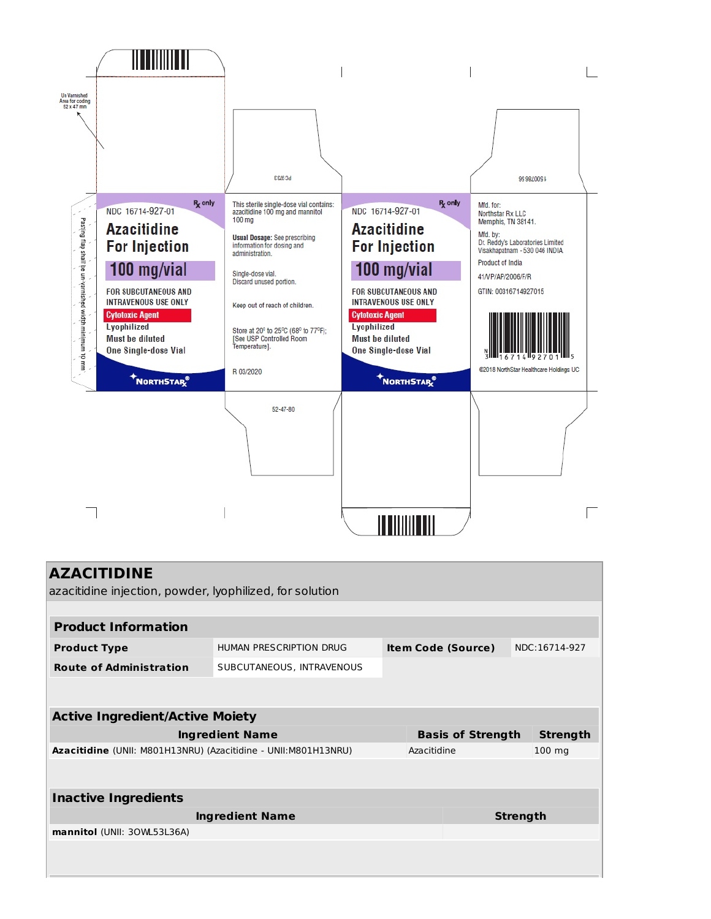Un Varnished Area for coding 52 x 47 mm

Pasting flap shall be un-varnished width minimum 10 mm

NDC 16714-927-01

Rx only

**Azacitidine For Injection**

**100 mg/vial**

FOR SUBCUTANEOUS AND INTRAVENOUS USE ONLY

**Cytotoxic Agent**

Lyophilized

Must be diluted

One Single-dose Vial

NORTHSTAR Rx®

PC9723

This sterile single-dose vial contains: azacitidine 100 mg and mannitol 100 mg

**Usual Dosage:** See prescribing information for dosing and administration.

Single-dose vial. Discard unused portion.

Keep out of reach of children.

Store at 20° to 25°C (68° to 77°F); [See USP Controlled Room Temperature].

R 03/2020

52-47-80

NDC 16714-927-01

Rx only

**Azacitidine For Injection**

**100 mg/vial**

FOR SUBCUTANEOUS AND INTRAVENOUS USE ONLY

**Cytotoxic Agent**

Lyophilized

Must be diluted

One Single-dose Vial

NORTHSTAR Rx®

1500786

Mfd. for:
Northstar Rx LLC
Memphis, TN 38141.

Mfd. by:
Dr. Reddy's Laboratories Limited
Visakhapatnam - 530 046 INDIA

Product of India

41/VP/AP/2006/F/R

GTIN: 00316714927015

N 3 16714 92701 5

©2018 NorthStar Healthcare Holdings UC

## AZACITIDINE

azacitidine injection, powder, lyophilized, for solution

| **Product Information** | | | |
|---|---|---|---|
| **Product Type** | HUMAN PRESCRIPTION DRUG | **Item Code (Source)** | NDC:16714-927 |
| **Route of Administration** | SUBCUTANEOUS, INTRAVENOUS | | |

| **Active Ingredient/Active Moiety** | | |
|---|---|---|
| **Ingredient Name** | **Basis of Strength** | **Strength** |
| **Azacitidine** (UNII: M801H13NRU) (Azacitidine - UNII:M801H13NRU) | Azacitidine | 100 mg |

| **Inactive Ingredients** | |
|---|---|
| **Ingredient Name** | **Strength** |
| **mannitol** (UNII: 3OWL53L36A) | |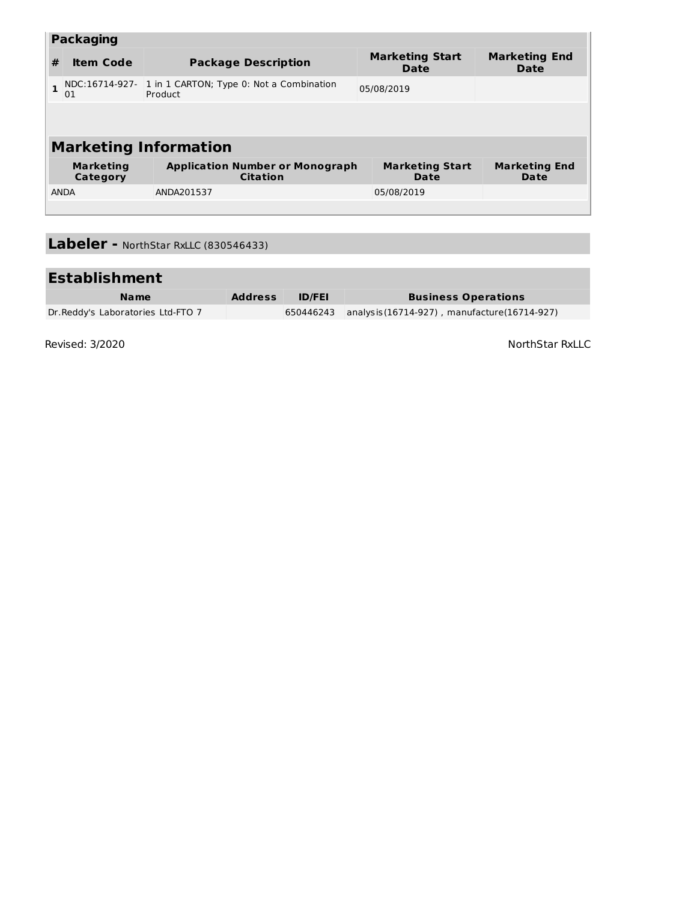### Packaging

| # | Item Code | Package Description | Marketing Start Date | Marketing End Date |
|---|---|---|---|---|
| 1 | NDC:16714-927-01 | 1 in 1 CARTON; Type 0: Not a Combination Product | 05/08/2019 | |

### Marketing Information

| Marketing Category | Application Number or Monograph Citation | Marketing Start Date | Marketing End Date |
|---|---|---|---|
| ANDA | ANDA201537 | 05/08/2019 | |

## Labeler - NorthStar RxLLC (830546433)

## Establishment

| Name | Address | ID/FEI | Business Operations |
|---|---|---|---|
| Dr.Reddy's Laboratories Ltd-FTO 7 | | 650446243 | analysis(16714-927) , manufacture(16714-927) |

Revised: 3/2020

NorthStar RxLLC